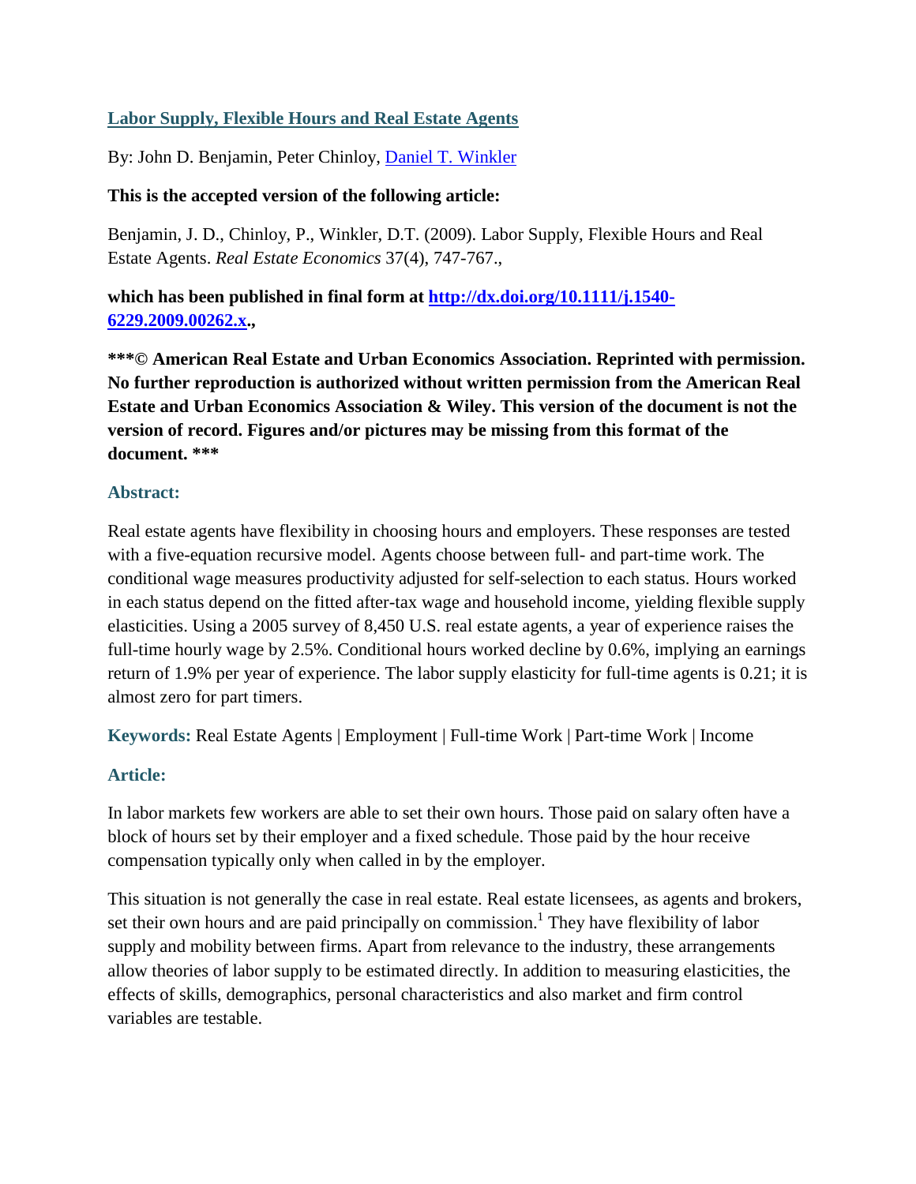# [Labor Supply, Flexible Hours and Real Estate Agents](#)

By: John D. Benjamin, Peter Chinloy, [Daniel T. Winkler](#)

**This is the accepted version of the following article:**

Benjamin, J. D., Chinloy, P., Winkler, D.T. (2009). Labor Supply, Flexible Hours and Real Estate Agents. *Real Estate Economics* 37(4), 747-767.,

**which has been published in final form at [http://dx.doi.org/10.1111/j.1540-6229.2009.00262.x](http://dx.doi.org/10.1111/j.1540-6229.2009.00262.x).,**

**\*\*\*© American Real Estate and Urban Economics Association. Reprinted with permission. No further reproduction is authorized without written permission from the American Real Estate and Urban Economics Association & Wiley. This version of the document is not the version of record. Figures and/or pictures may be missing from this format of the document. \*\*\***

## Abstract:

Real estate agents have flexibility in choosing hours and employers. These responses are tested with a five-equation recursive model. Agents choose between full- and part-time work. The conditional wage measures productivity adjusted for self-selection to each status. Hours worked in each status depend on the fitted after-tax wage and household income, yielding flexible supply elasticities. Using a 2005 survey of 8,450 U.S. real estate agents, a year of experience raises the full-time hourly wage by 2.5%. Conditional hours worked decline by 0.6%, implying an earnings return of 1.9% per year of experience. The labor supply elasticity for full-time agents is 0.21; it is almost zero for part timers.

**Keywords:** Real Estate Agents | Employment | Full-time Work | Part-time Work | Income

## Article:

In labor markets few workers are able to set their own hours. Those paid on salary often have a block of hours set by their employer and a fixed schedule. Those paid by the hour receive compensation typically only when called in by the employer.

This situation is not generally the case in real estate. Real estate licensees, as agents and brokers, set their own hours and are paid principally on commission.[1] They have flexibility of labor supply and mobility between firms. Apart from relevance to the industry, these arrangements allow theories of labor supply to be estimated directly. In addition to measuring elasticities, the effects of skills, demographics, personal characteristics and also market and firm control variables are testable.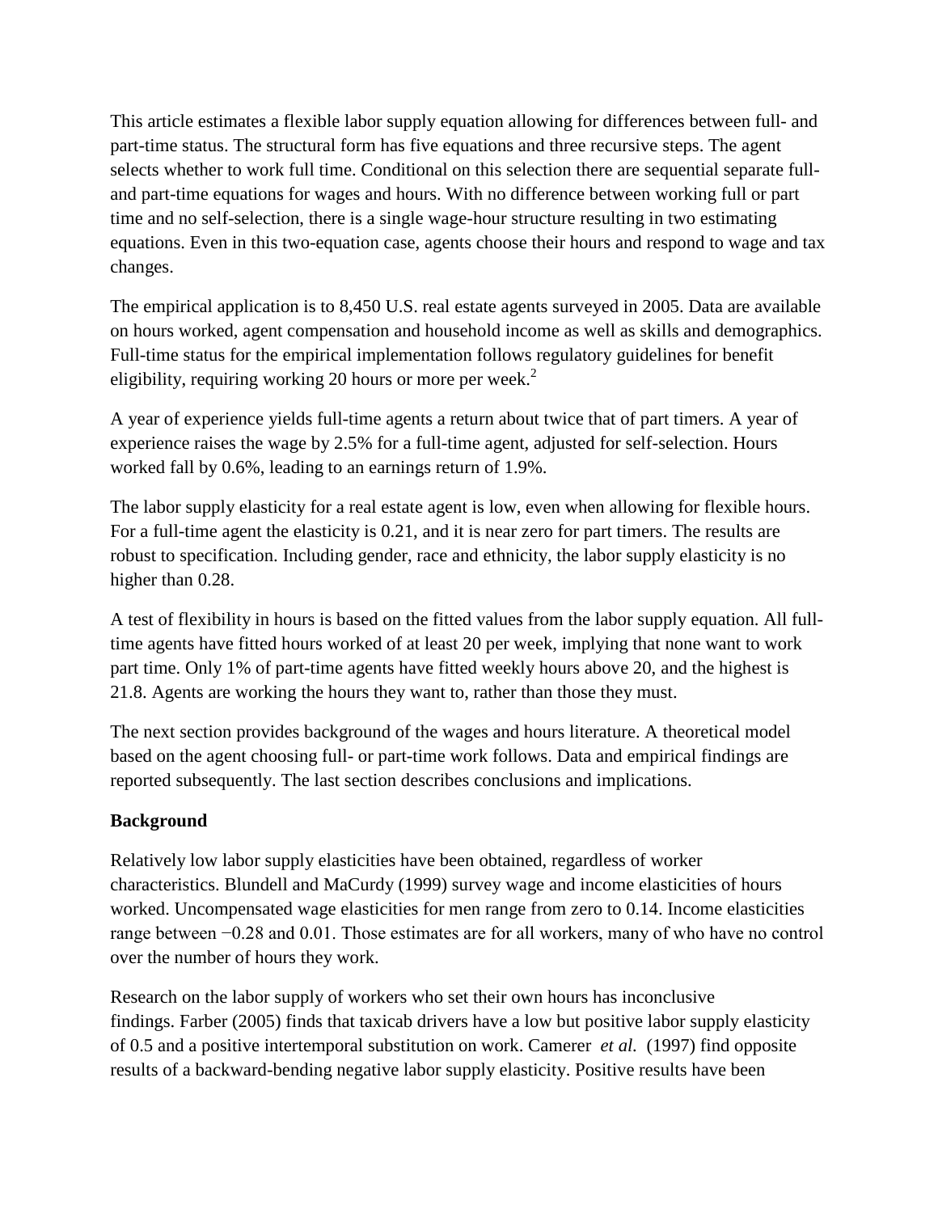This article estimates a flexible labor supply equation allowing for differences between full- and part-time status. The structural form has five equations and three recursive steps. The agent selects whether to work full time. Conditional on this selection there are sequential separate full- and part-time equations for wages and hours. With no difference between working full or part time and no self-selection, there is a single wage-hour structure resulting in two estimating equations. Even in this two-equation case, agents choose their hours and respond to wage and tax changes.

The empirical application is to 8,450 U.S. real estate agents surveyed in 2005. Data are available on hours worked, agent compensation and household income as well as skills and demographics. Full-time status for the empirical implementation follows regulatory guidelines for benefit eligibility, requiring working 20 hours or more per week.[2]

A year of experience yields full-time agents a return about twice that of part timers. A year of experience raises the wage by 2.5% for a full-time agent, adjusted for self-selection. Hours worked fall by 0.6%, leading to an earnings return of 1.9%.

The labor supply elasticity for a real estate agent is low, even when allowing for flexible hours. For a full-time agent the elasticity is 0.21, and it is near zero for part timers. The results are robust to specification. Including gender, race and ethnicity, the labor supply elasticity is no higher than 0.28.

A test of flexibility in hours is based on the fitted values from the labor supply equation. All full-time agents have fitted hours worked of at least 20 per week, implying that none want to work part time. Only 1% of part-time agents have fitted weekly hours above 20, and the highest is 21.8. Agents are working the hours they want to, rather than those they must.

The next section provides background of the wages and hours literature. A theoretical model based on the agent choosing full- or part-time work follows. Data and empirical findings are reported subsequently. The last section describes conclusions and implications.

## Background

Relatively low labor supply elasticities have been obtained, regardless of worker characteristics. Blundell and MaCurdy (1999) survey wage and income elasticities of hours worked. Uncompensated wage elasticities for men range from zero to 0.14. Income elasticities range between −0.28 and 0.01. Those estimates are for all workers, many of who have no control over the number of hours they work.

Research on the labor supply of workers who set their own hours has inconclusive findings. Farber (2005) finds that taxicab drivers have a low but positive labor supply elasticity of 0.5 and a positive intertemporal substitution on work. Camerer *et al.* (1997) find opposite results of a backward-bending negative labor supply elasticity. Positive results have been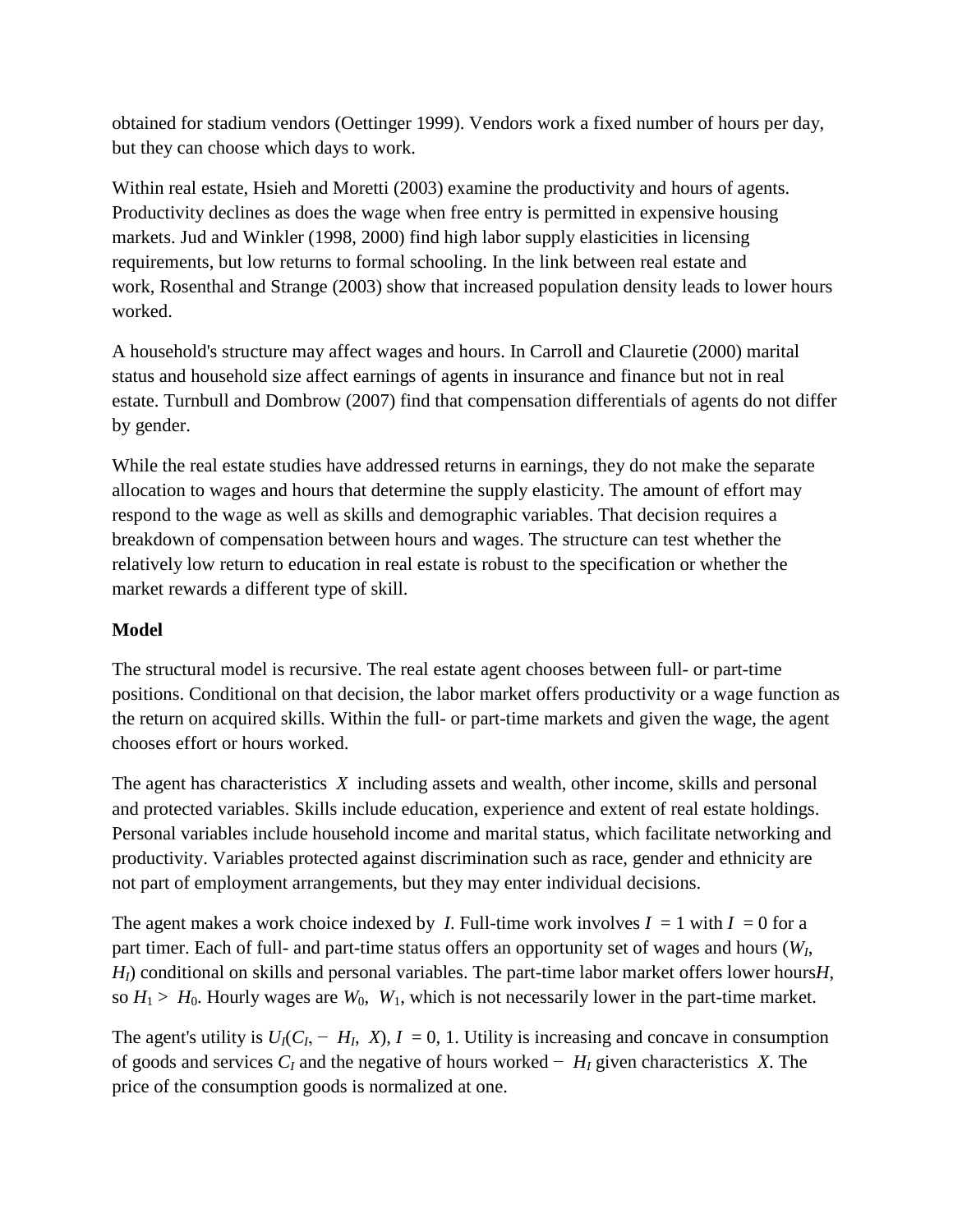obtained for stadium vendors (Oettinger 1999). Vendors work a fixed number of hours per day, but they can choose which days to work.

Within real estate, Hsieh and Moretti (2003) examine the productivity and hours of agents. Productivity declines as does the wage when free entry is permitted in expensive housing markets. Jud and Winkler (1998, 2000) find high labor supply elasticities in licensing requirements, but low returns to formal schooling. In the link between real estate and work, Rosenthal and Strange (2003) show that increased population density leads to lower hours worked.

A household's structure may affect wages and hours. In Carroll and Clauretie (2000) marital status and household size affect earnings of agents in insurance and finance but not in real estate. Turnbull and Dombrow (2007) find that compensation differentials of agents do not differ by gender.

While the real estate studies have addressed returns in earnings, they do not make the separate allocation to wages and hours that determine the supply elasticity. The amount of effort may respond to the wage as well as skills and demographic variables. That decision requires a breakdown of compensation between hours and wages. The structure can test whether the relatively low return to education in real estate is robust to the specification or whether the market rewards a different type of skill.

**Model**

The structural model is recursive. The real estate agent chooses between full- or part-time positions. Conditional on that decision, the labor market offers productivity or a wage function as the return on acquired skills. Within the full- or part-time markets and given the wage, the agent chooses effort or hours worked.

The agent has characteristics $X$ including assets and wealth, other income, skills and personal and protected variables. Skills include education, experience and extent of real estate holdings. Personal variables include household income and marital status, which facilitate networking and productivity. Variables protected against discrimination such as race, gender and ethnicity are not part of employment arrangements, but they may enter individual decisions.

The agent makes a work choice indexed by $I$. Full-time work involves $I = 1$ with $I = 0$ for a part timer. Each of full- and part-time status offers an opportunity set of wages and hours ($W_I$, $H_I$) conditional on skills and personal variables. The part-time labor market offers lower hours$H$, so $H_1 > H_0$. Hourly wages are $W_0$, $W_1$, which is not necessarily lower in the part-time market.

The agent's utility is $U_I(C_I, -H_I, X)$, $I = 0, 1$. Utility is increasing and concave in consumption of goods and services $C_I$ and the negative of hours worked $-H_I$ given characteristics $X$. The price of the consumption goods is normalized at one.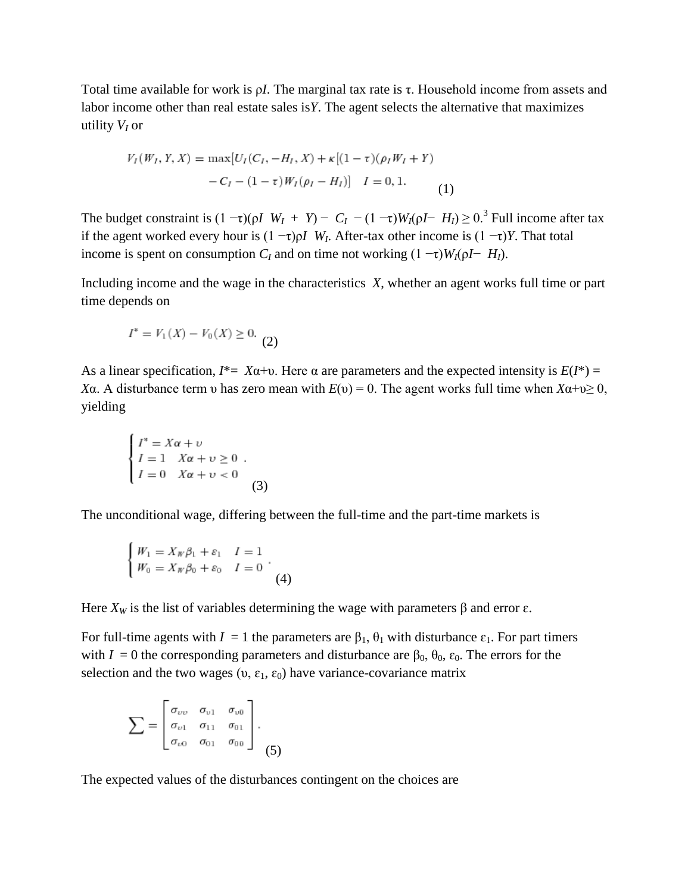Total time available for work is $\rho I$. The marginal tax rate is $\tau$. Household income from assets and labor income other than real estate sales is$Y$. The agent selects the alternative that maximizes utility $V_I$ or

$$V_I(W_I, Y, X) = \max[U_I(C_I, -H_I, X) + \kappa[(1-\tau)(\rho_I W_I + Y) - C_I - (1-\tau)W_I(\rho_I - H_I)] \quad I = 0, 1. \tag{1}$$

The budget constraint is $(1 - \tau)(\rho I \;\; W_I \; + \; Y) - \; C_I \; - (1 - \tau)W_I(\rho I - \;\; H_I) \geq 0$.[3] Full income after tax if the agent worked every hour is $(1 - \tau)\rho I \;\; W_I$. After-tax other income is $(1 - \tau)Y$. That total income is spent on consumption $C_I$ and on time not working $(1 - \tau)W_I(\rho I - \;\; H_I)$.

Including income and the wage in the characteristics $X$, whether an agent works full time or part time depends on

$$I^* = V_1(X) - V_0(X) \geq 0. \tag{2}$$

As a linear specification, $I^* = \; X\alpha + \upsilon$. Here $\alpha$ are parameters and the expected intensity is $E(I^*) = X\alpha$. A disturbance term $\upsilon$ has zero mean with $E(\upsilon) = 0$. The agent works full time when $X\alpha + \upsilon \geq 0$, yielding

$$\begin{cases} I^* = X\alpha + \upsilon \\ I = 1 \quad X\alpha + \upsilon \geq 0 \\ I = 0 \quad X\alpha + \upsilon < 0 \end{cases}. \tag{3}$$

The unconditional wage, differing between the full-time and the part-time markets is

$$\begin{cases} W_1 = X_W\beta_1 + \varepsilon_1 \quad I = 1 \\ W_0 = X_W\beta_0 + \varepsilon_0 \quad I = 0 \end{cases}. \tag{4}$$

Here $X_W$ is the list of variables determining the wage with parameters $\beta$ and error $\varepsilon$.

For full-time agents with $I \; = 1$ the parameters are $\beta_1$, $\theta_1$ with disturbance $\varepsilon_1$. For part timers with $I \; = 0$ the corresponding parameters and disturbance are $\beta_0$, $\theta_0$, $\varepsilon_0$. The errors for the selection and the two wages $(\upsilon, \varepsilon_1, \varepsilon_0)$ have variance-covariance matrix

$$\sum = \begin{bmatrix} \sigma_{\upsilon\upsilon} & \sigma_{\upsilon 1} & \sigma_{\upsilon 0} \\ \sigma_{\upsilon 1} & \sigma_{11} & \sigma_{01} \\ \sigma_{\upsilon 0} & \sigma_{01} & \sigma_{00} \end{bmatrix}. \tag{5}$$

The expected values of the disturbances contingent on the choices are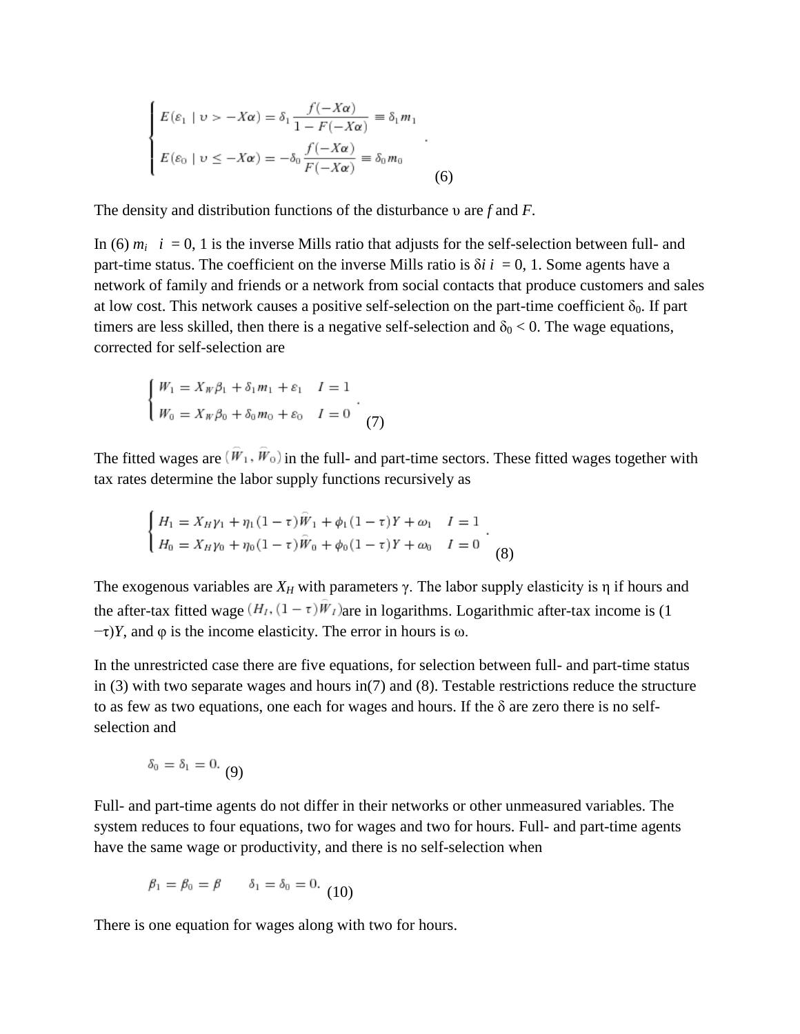$$
\begin{cases}
E(\varepsilon_1 \mid \upsilon > -X\alpha) = \delta_1 \dfrac{f(-X\alpha)}{1 - F(-X\alpha)} \equiv \delta_1 m_1 \\
E(\varepsilon_0 \mid \upsilon \leq -X\alpha) = -\delta_0 \dfrac{f(-X\alpha)}{F(-X\alpha)} \equiv \delta_0 m_0
\end{cases}
. \tag{6}
$$

The density and distribution functions of the disturbance $\upsilon$ are $f$ and $F$.

In (6) $m_i$ $i = 0, 1$ is the inverse Mills ratio that adjusts for the self-selection between full- and part-time status. The coefficient on the inverse Mills ratio is $\delta_i$ $i = 0, 1$. Some agents have a network of family and friends or a network from social contacts that produce customers and sales at low cost. This network causes a positive self-selection on the part-time coefficient $\delta_0$. If part timers are less skilled, then there is a negative self-selection and $\delta_0 < 0$. The wage equations, corrected for self-selection are

$$
\begin{cases}
W_1 = X_W \beta_1 + \delta_1 m_1 + \varepsilon_1 \quad I = 1 \\
W_0 = X_W \beta_0 + \delta_0 m_0 + \varepsilon_0 \quad I = 0
\end{cases}
. \tag{7}
$$

The fitted wages are $(\widehat{W}_1, \widehat{W}_0)$ in the full- and part-time sectors. These fitted wages together with tax rates determine the labor supply functions recursively as

$$
\begin{cases}
H_1 = X_H \gamma_1 + \eta_1 (1 - \tau) \widehat{W}_1 + \phi_1 (1 - \tau) Y + \omega_1 \quad I = 1 \\
H_0 = X_H \gamma_0 + \eta_0 (1 - \tau) \widehat{W}_0 + \phi_0 (1 - \tau) Y + \omega_0 \quad I = 0
\end{cases}
. \tag{8}
$$

The exogenous variables are $X_H$ with parameters $\gamma$. The labor supply elasticity is $\eta$ if hours and the after-tax fitted wage $(H_I, (1 - \tau)\widehat{W}_I)$ are in logarithms. Logarithmic after-tax income is $(1 - \tau)Y$, and $\varphi$ is the income elasticity. The error in hours is $\omega$.

In the unrestricted case there are five equations, for selection between full- and part-time status in (3) with two separate wages and hours in(7) and (8). Testable restrictions reduce the structure to as few as two equations, one each for wages and hours. If the $\delta$ are zero there is no self-selection and

$$
\delta_0 = \delta_1 = 0. \tag{9}
$$

Full- and part-time agents do not differ in their networks or other unmeasured variables. The system reduces to four equations, two for wages and two for hours. Full- and part-time agents have the same wage or productivity, and there is no self-selection when

$$
\beta_1 = \beta_0 = \beta \qquad \delta_1 = \delta_0 = 0. \tag{10}
$$

There is one equation for wages along with two for hours.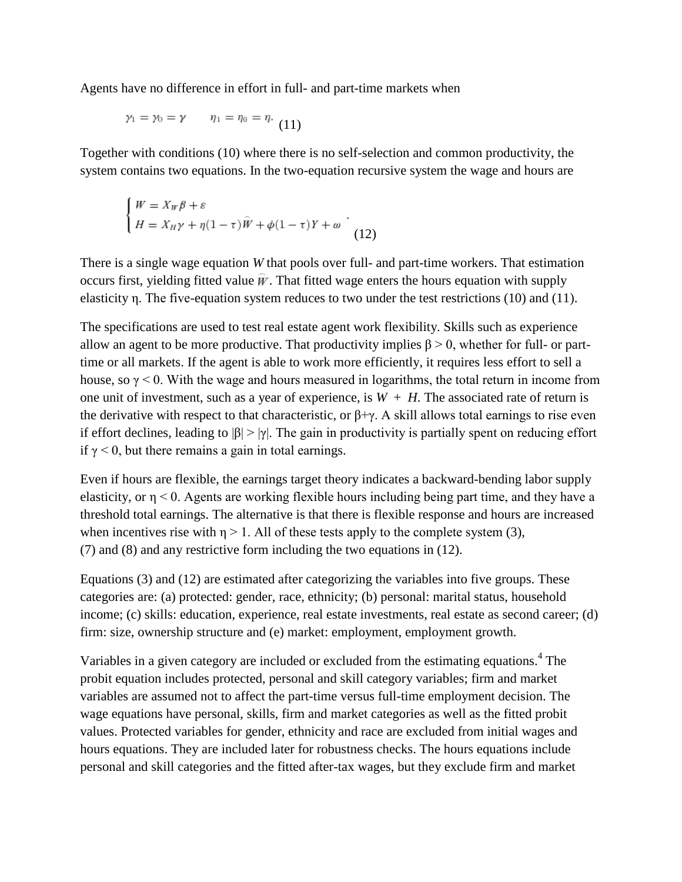Agents have no difference in effort in full- and part-time markets when

$$\gamma_1 = \gamma_0 = \gamma \qquad \eta_1 = \eta_0 = \eta. \tag{11}$$

Together with conditions (10) where there is no self-selection and common productivity, the system contains two equations. In the two-equation recursive system the wage and hours are

$$\begin{cases} W = X_W \beta + \varepsilon \\ H = X_H \gamma + \eta(1-\tau)\widehat{W} + \phi(1-\tau)Y + \omega \end{cases} . \tag{12}$$

There is a single wage equation $W$ that pools over full- and part-time workers. That estimation occurs first, yielding fitted value $\widehat{W}$. That fitted wage enters the hours equation with supply elasticity η. The five-equation system reduces to two under the test restrictions (10) and (11).

The specifications are used to test real estate agent work flexibility. Skills such as experience allow an agent to be more productive. That productivity implies $\beta > 0$, whether for full- or part-time or all markets. If the agent is able to work more efficiently, it requires less effort to sell a house, so $\gamma < 0$. With the wage and hours measured in logarithms, the total return in income from one unit of investment, such as a year of experience, is $W + H$. The associated rate of return is the derivative with respect to that characteristic, or $\beta+\gamma$. A skill allows total earnings to rise even if effort declines, leading to $|\beta| > |\gamma|$. The gain in productivity is partially spent on reducing effort if $\gamma < 0$, but there remains a gain in total earnings.

Even if hours are flexible, the earnings target theory indicates a backward-bending labor supply elasticity, or $\eta < 0$. Agents are working flexible hours including being part time, and they have a threshold total earnings. The alternative is that there is flexible response and hours are increased when incentives rise with $\eta > 1$. All of these tests apply to the complete system (3), (7) and (8) and any restrictive form including the two equations in (12).

Equations (3) and (12) are estimated after categorizing the variables into five groups. These categories are: (a) protected: gender, race, ethnicity; (b) personal: marital status, household income; (c) skills: education, experience, real estate investments, real estate as second career; (d) firm: size, ownership structure and (e) market: employment, employment growth.

Variables in a given category are included or excluded from the estimating equations.[4] The probit equation includes protected, personal and skill category variables; firm and market variables are assumed not to affect the part-time versus full-time employment decision. The wage equations have personal, skills, firm and market categories as well as the fitted probit values. Protected variables for gender, ethnicity and race are excluded from initial wages and hours equations. They are included later for robustness checks. The hours equations include personal and skill categories and the fitted after-tax wages, but they exclude firm and market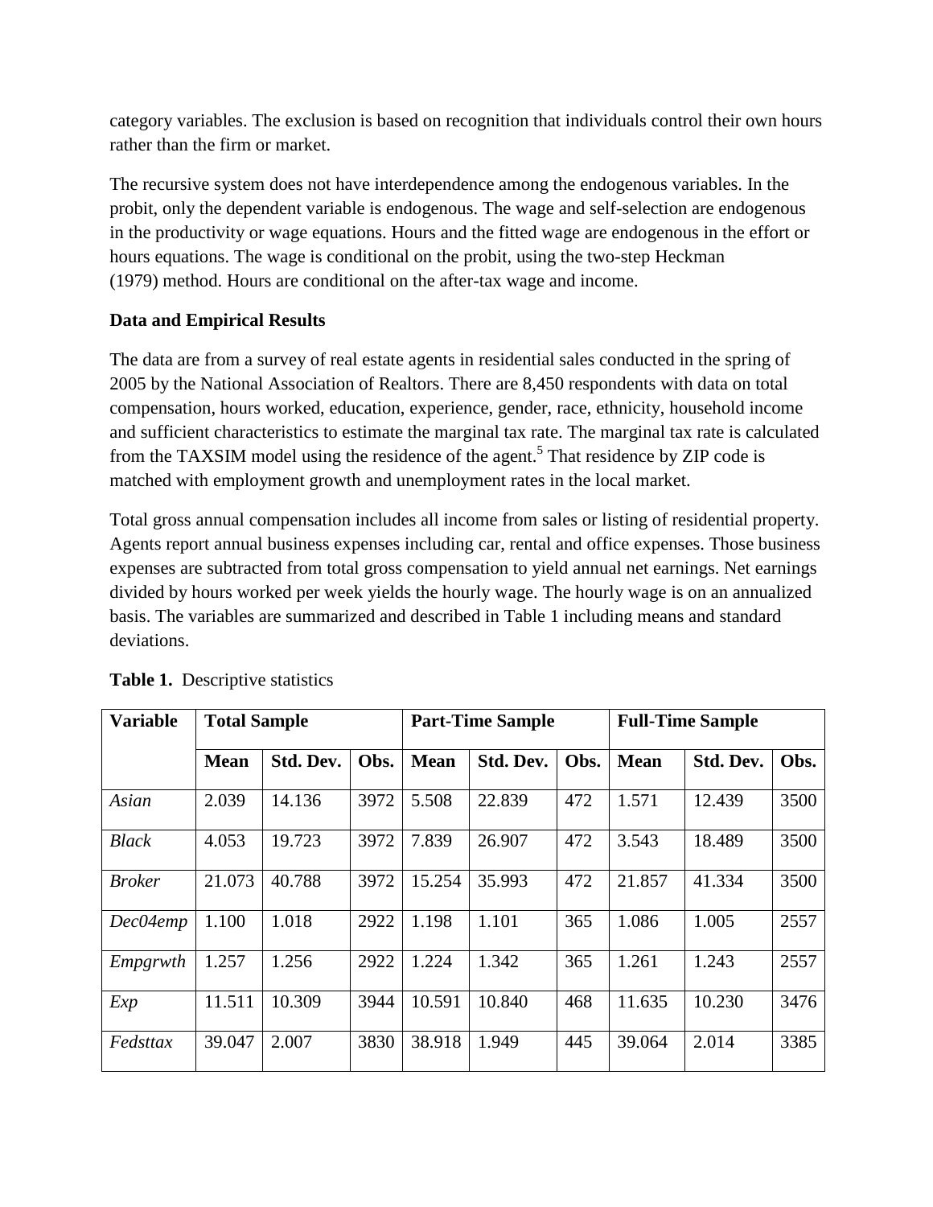category variables. The exclusion is based on recognition that individuals control their own hours rather than the firm or market.

The recursive system does not have interdependence among the endogenous variables. In the probit, only the dependent variable is endogenous. The wage and self-selection are endogenous in the productivity or wage equations. Hours and the fitted wage are endogenous in the effort or hours equations. The wage is conditional on the probit, using the two-step Heckman (1979) method. Hours are conditional on the after-tax wage and income.

**Data and Empirical Results**

The data are from a survey of real estate agents in residential sales conducted in the spring of 2005 by the National Association of Realtors. There are 8,450 respondents with data on total compensation, hours worked, education, experience, gender, race, ethnicity, household income and sufficient characteristics to estimate the marginal tax rate. The marginal tax rate is calculated from the TAXSIM model using the residence of the agent.[5] That residence by ZIP code is matched with employment growth and unemployment rates in the local market.

Total gross annual compensation includes all income from sales or listing of residential property. Agents report annual business expenses including car, rental and office expenses. Those business expenses are subtracted from total gross compensation to yield annual net earnings. Net earnings divided by hours worked per week yields the hourly wage. The hourly wage is on an annualized basis. The variables are summarized and described in Table 1 including means and standard deviations.

**Table 1.** Descriptive statistics

| Variable | Total Sample | | | Part-Time Sample | | | Full-Time Sample | | |
|---|---|---|---|---|---|---|---|---|---|
| | **Mean** | **Std. Dev.** | **Obs.** | **Mean** | **Std. Dev.** | **Obs.** | **Mean** | **Std. Dev.** | **Obs.** |
| *Asian* | 2.039 | 14.136 | 3972 | 5.508 | 22.839 | 472 | 1.571 | 12.439 | 3500 |
| *Black* | 4.053 | 19.723 | 3972 | 7.839 | 26.907 | 472 | 3.543 | 18.489 | 3500 |
| *Broker* | 21.073 | 40.788 | 3972 | 15.254 | 35.993 | 472 | 21.857 | 41.334 | 3500 |
| *Dec04emp* | 1.100 | 1.018 | 2922 | 1.198 | 1.101 | 365 | 1.086 | 1.005 | 2557 |
| *Empgrwth* | 1.257 | 1.256 | 2922 | 1.224 | 1.342 | 365 | 1.261 | 1.243 | 2557 |
| *Exp* | 11.511 | 10.309 | 3944 | 10.591 | 10.840 | 468 | 11.635 | 10.230 | 3476 |
| *Fedsttax* | 39.047 | 2.007 | 3830 | 38.918 | 1.949 | 445 | 39.064 | 2.014 | 3385 |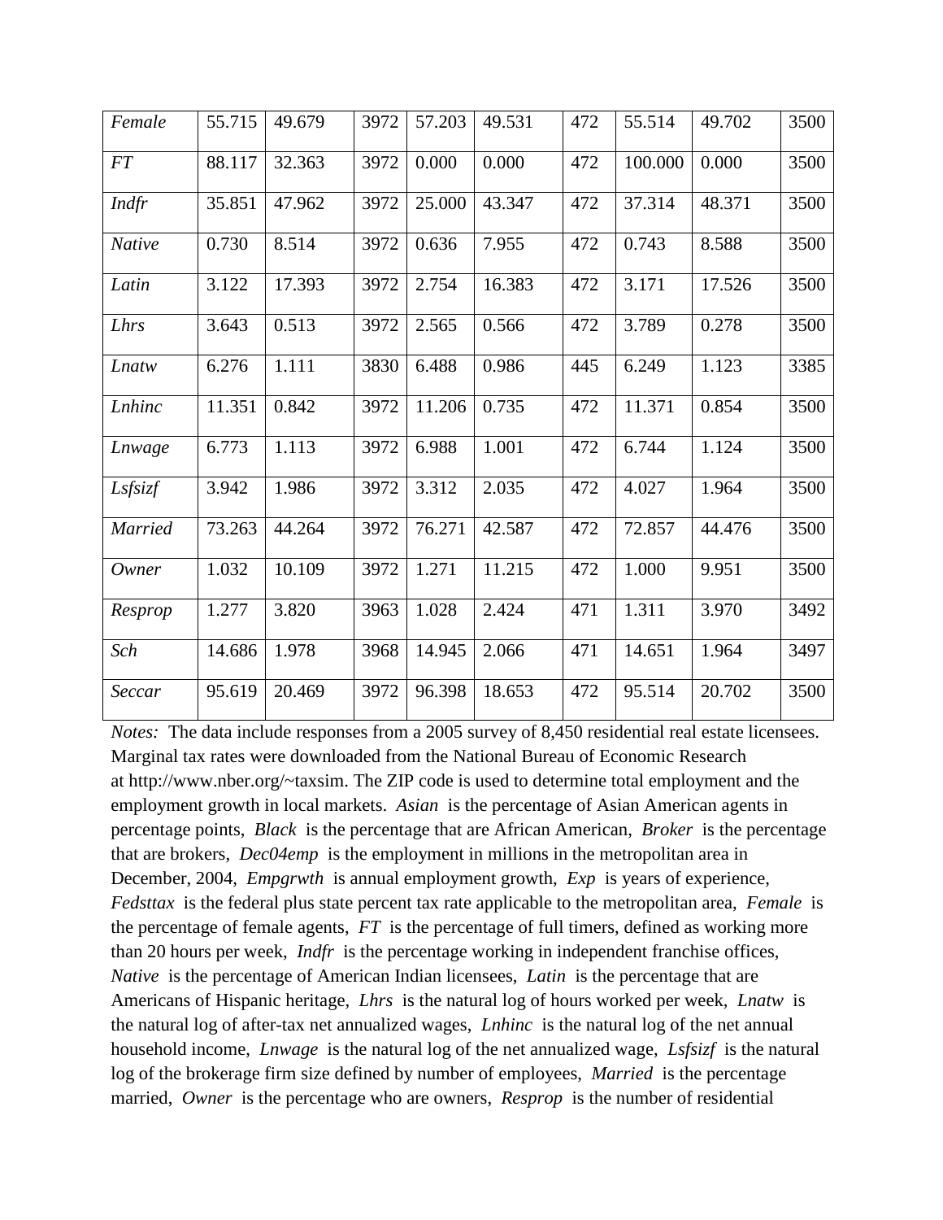| *Female* | 55.715 | 49.679 | 3972 | 57.203 | 49.531 | 472 | 55.514 | 49.702 | 3500 |
|---|---|---|---|---|---|---|---|---|---|
| *FT* | 88.117 | 32.363 | 3972 | 0.000 | 0.000 | 472 | 100.000 | 0.000 | 3500 |
| *Indfr* | 35.851 | 47.962 | 3972 | 25.000 | 43.347 | 472 | 37.314 | 48.371 | 3500 |
| *Native* | 0.730 | 8.514 | 3972 | 0.636 | 7.955 | 472 | 0.743 | 8.588 | 3500 |
| *Latin* | 3.122 | 17.393 | 3972 | 2.754 | 16.383 | 472 | 3.171 | 17.526 | 3500 |
| *Lhrs* | 3.643 | 0.513 | 3972 | 2.565 | 0.566 | 472 | 3.789 | 0.278 | 3500 |
| *Lnatw* | 6.276 | 1.111 | 3830 | 6.488 | 0.986 | 445 | 6.249 | 1.123 | 3385 |
| *Lnhinc* | 11.351 | 0.842 | 3972 | 11.206 | 0.735 | 472 | 11.371 | 0.854 | 3500 |
| *Lnwage* | 6.773 | 1.113 | 3972 | 6.988 | 1.001 | 472 | 6.744 | 1.124 | 3500 |
| *Lsfsizf* | 3.942 | 1.986 | 3972 | 3.312 | 2.035 | 472 | 4.027 | 1.964 | 3500 |
| *Married* | 73.263 | 44.264 | 3972 | 76.271 | 42.587 | 472 | 72.857 | 44.476 | 3500 |
| *Owner* | 1.032 | 10.109 | 3972 | 1.271 | 11.215 | 472 | 1.000 | 9.951 | 3500 |
| *Resprop* | 1.277 | 3.820 | 3963 | 1.028 | 2.424 | 471 | 1.311 | 3.970 | 3492 |
| *Sch* | 14.686 | 1.978 | 3968 | 14.945 | 2.066 | 471 | 14.651 | 1.964 | 3497 |
| *Seccar* | 95.619 | 20.469 | 3972 | 96.398 | 18.653 | 472 | 95.514 | 20.702 | 3500 |

*Notes:* The data include responses from a 2005 survey of 8,450 residential real estate licensees. Marginal tax rates were downloaded from the National Bureau of Economic Research at http://www.nber.org/~taxsim. The ZIP code is used to determine total employment and the employment growth in local markets. *Asian* is the percentage of Asian American agents in percentage points, *Black* is the percentage that are African American, *Broker* is the percentage that are brokers, *Dec04emp* is the employment in millions in the metropolitan area in December, 2004, *Empgrwth* is annual employment growth, *Exp* is years of experience, *Fedsttax* is the federal plus state percent tax rate applicable to the metropolitan area, *Female* is the percentage of female agents, *FT* is the percentage of full timers, defined as working more than 20 hours per week, *Indfr* is the percentage working in independent franchise offices, *Native* is the percentage of American Indian licensees, *Latin* is the percentage that are Americans of Hispanic heritage, *Lhrs* is the natural log of hours worked per week, *Lnatw* is the natural log of after-tax net annualized wages, *Lnhinc* is the natural log of the net annual household income, *Lnwage* is the natural log of the net annualized wage, *Lsfsizf* is the natural log of the brokerage firm size defined by number of employees, *Married* is the percentage married, *Owner* is the percentage who are owners, *Resprop* is the number of residential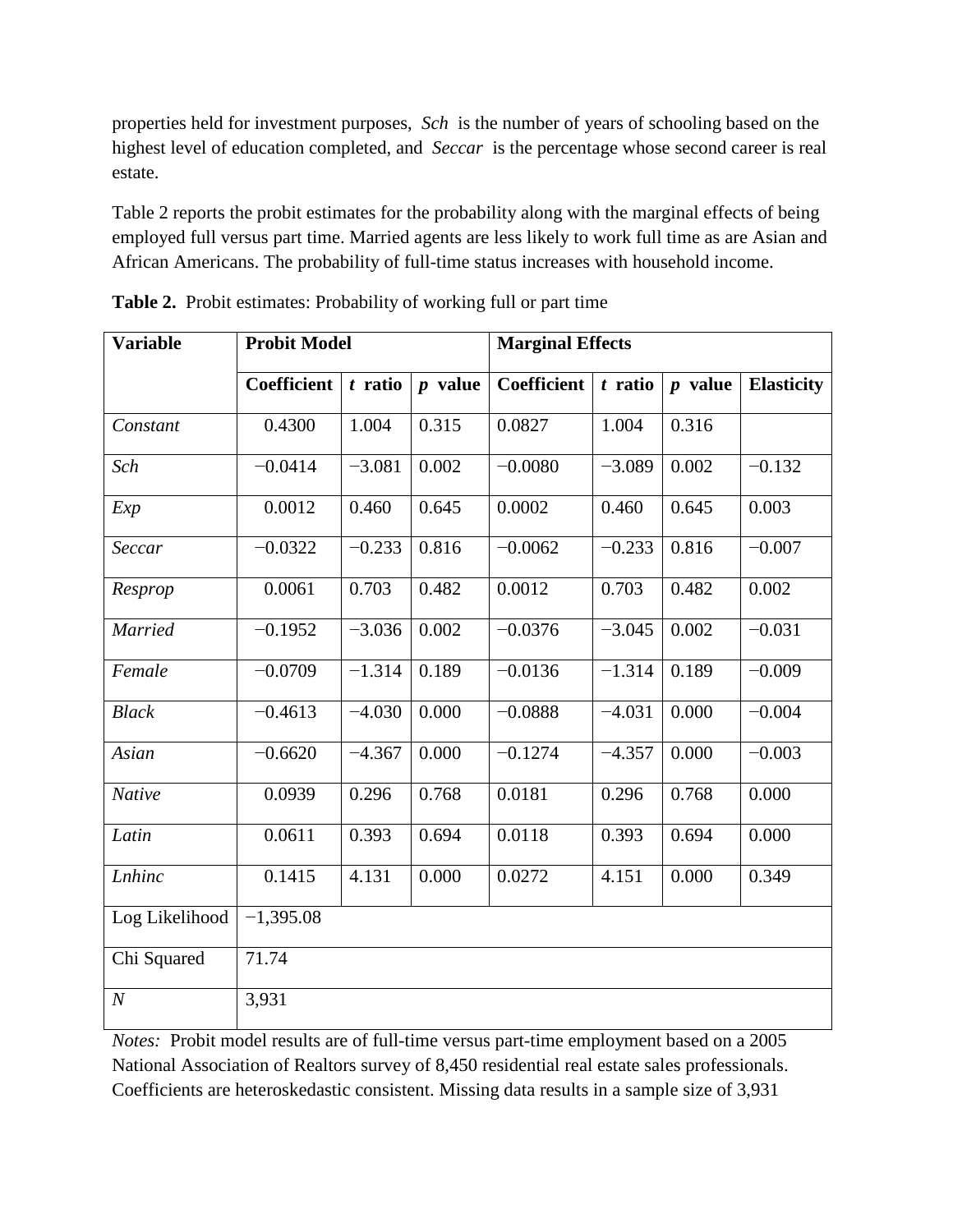properties held for investment purposes, *Sch* is the number of years of schooling based on the highest level of education completed, and *Seccar* is the percentage whose second career is real estate.

Table 2 reports the probit estimates for the probability along with the marginal effects of being employed full versus part time. Married agents are less likely to work full time as are Asian and African Americans. The probability of full-time status increases with household income.

**Table 2.** Probit estimates: Probability of working full or part time

| Variable | Probit Model | | | Marginal Effects | | | |
|---|---|---|---|---|---|---|---|
| | **Coefficient** | ***t* ratio** | ***p* value** | **Coefficient** | ***t* ratio** | ***p* value** | **Elasticity** |
| *Constant* | 0.4300 | 1.004 | 0.315 | 0.0827 | 1.004 | 0.316 | |
| *Sch* | −0.0414 | −3.081 | 0.002 | −0.0080 | −3.089 | 0.002 | −0.132 |
| *Exp* | 0.0012 | 0.460 | 0.645 | 0.0002 | 0.460 | 0.645 | 0.003 |
| *Seccar* | −0.0322 | −0.233 | 0.816 | −0.0062 | −0.233 | 0.816 | −0.007 |
| *Resprop* | 0.0061 | 0.703 | 0.482 | 0.0012 | 0.703 | 0.482 | 0.002 |
| *Married* | −0.1952 | −3.036 | 0.002 | −0.0376 | −3.045 | 0.002 | −0.031 |
| *Female* | −0.0709 | −1.314 | 0.189 | −0.0136 | −1.314 | 0.189 | −0.009 |
| *Black* | −0.4613 | −4.030 | 0.000 | −0.0888 | −4.031 | 0.000 | −0.004 |
| *Asian* | −0.6620 | −4.367 | 0.000 | −0.1274 | −4.357 | 0.000 | −0.003 |
| *Native* | 0.0939 | 0.296 | 0.768 | 0.0181 | 0.296 | 0.768 | 0.000 |
| *Latin* | 0.0611 | 0.393 | 0.694 | 0.0118 | 0.393 | 0.694 | 0.000 |
| *Lnhinc* | 0.1415 | 4.131 | 0.000 | 0.0272 | 4.151 | 0.000 | 0.349 |
| Log Likelihood | −1,395.08 | | | | | | |
| Chi Squared | 71.74 | | | | | | |
| *N* | 3,931 | | | | | | |

*Notes:* Probit model results are of full-time versus part-time employment based on a 2005 National Association of Realtors survey of 8,450 residential real estate sales professionals. Coefficients are heteroskedastic consistent. Missing data results in a sample size of 3,931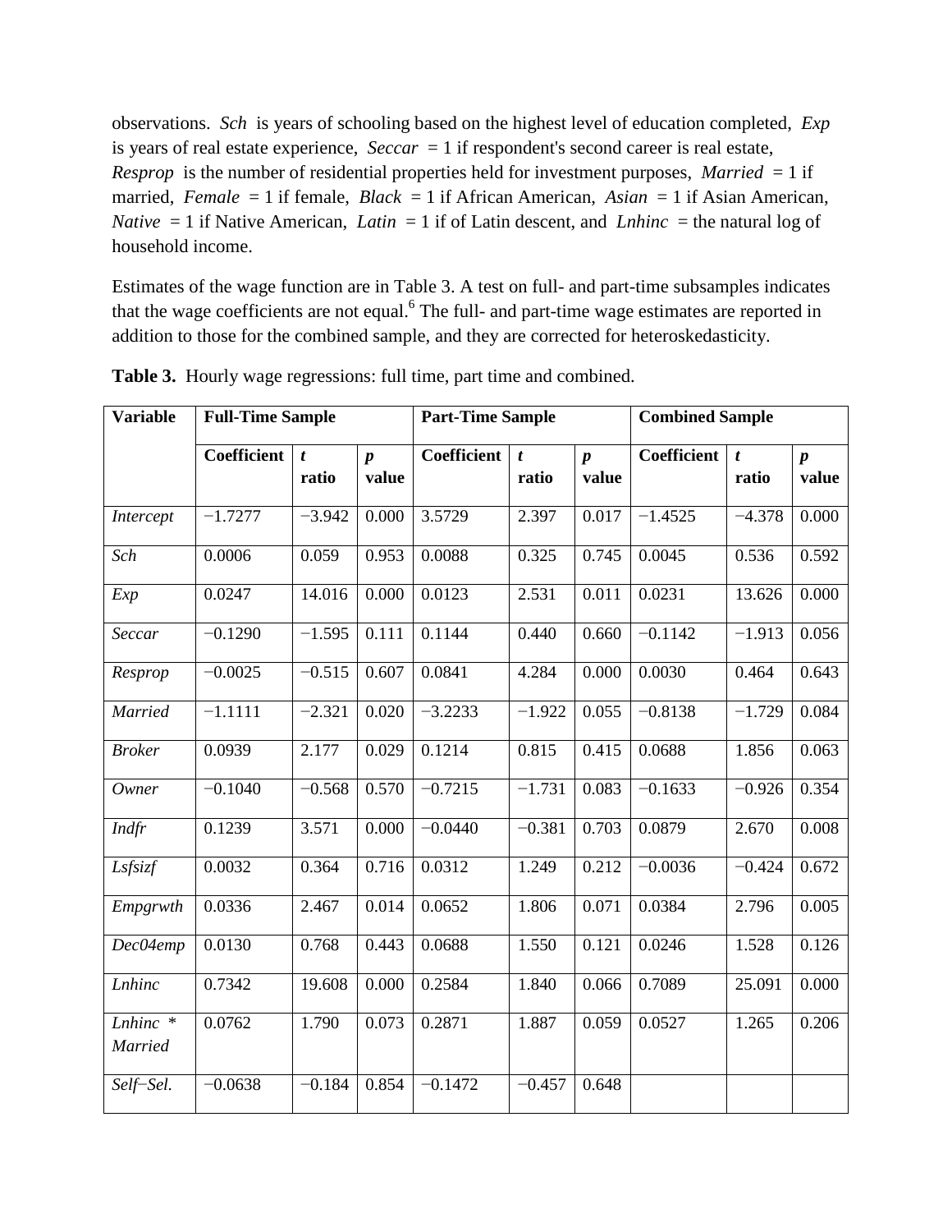observations. *Sch* is years of schooling based on the highest level of education completed, *Exp* is years of real estate experience, *Seccar* = 1 if respondent's second career is real estate, *Resprop* is the number of residential properties held for investment purposes, *Married* = 1 if married, *Female* = 1 if female, *Black* = 1 if African American, *Asian* = 1 if Asian American, *Native* = 1 if Native American, *Latin* = 1 if of Latin descent, and *Lnhinc* = the natural log of household income.

Estimates of the wage function are in Table 3. A test on full- and part-time subsamples indicates that the wage coefficients are not equal.[6] The full- and part-time wage estimates are reported in addition to those for the combined sample, and they are corrected for heteroskedasticity.

**Table 3.** Hourly wage regressions: full time, part time and combined.

| Variable | Full-Time Sample | | | Part-Time Sample | | | Combined Sample | | |
|---|---|---|---|---|---|---|---|---|---|
| | **Coefficient** | ***t* ratio** | ***p* value** | **Coefficient** | ***t* ratio** | ***p* value** | **Coefficient** | ***t* ratio** | ***p* value** |
| *Intercept* | −1.7277 | −3.942 | 0.000 | 3.5729 | 2.397 | 0.017 | −1.4525 | −4.378 | 0.000 |
| *Sch* | 0.0006 | 0.059 | 0.953 | 0.0088 | 0.325 | 0.745 | 0.0045 | 0.536 | 0.592 |
| *Exp* | 0.0247 | 14.016 | 0.000 | 0.0123 | 2.531 | 0.011 | 0.0231 | 13.626 | 0.000 |
| *Seccar* | −0.1290 | −1.595 | 0.111 | 0.1144 | 0.440 | 0.660 | −0.1142 | −1.913 | 0.056 |
| *Resprop* | −0.0025 | −0.515 | 0.607 | 0.0841 | 4.284 | 0.000 | 0.0030 | 0.464 | 0.643 |
| *Married* | −1.1111 | −2.321 | 0.020 | −3.2233 | −1.922 | 0.055 | −0.8138 | −1.729 | 0.084 |
| *Broker* | 0.0939 | 2.177 | 0.029 | 0.1214 | 0.815 | 0.415 | 0.0688 | 1.856 | 0.063 |
| *Owner* | −0.1040 | −0.568 | 0.570 | −0.7215 | −1.731 | 0.083 | −0.1633 | −0.926 | 0.354 |
| *Indfr* | 0.1239 | 3.571 | 0.000 | −0.0440 | −0.381 | 0.703 | 0.0879 | 2.670 | 0.008 |
| *Lsfsizf* | 0.0032 | 0.364 | 0.716 | 0.0312 | 1.249 | 0.212 | −0.0036 | −0.424 | 0.672 |
| *Empgrwth* | 0.0336 | 2.467 | 0.014 | 0.0652 | 1.806 | 0.071 | 0.0384 | 2.796 | 0.005 |
| *Dec04emp* | 0.0130 | 0.768 | 0.443 | 0.0688 | 1.550 | 0.121 | 0.0246 | 1.528 | 0.126 |
| *Lnhinc* | 0.7342 | 19.608 | 0.000 | 0.2584 | 1.840 | 0.066 | 0.7089 | 25.091 | 0.000 |
| *Lnhinc * Married* | 0.0762 | 1.790 | 0.073 | 0.2871 | 1.887 | 0.059 | 0.0527 | 1.265 | 0.206 |
| *Self−Sel.* | −0.0638 | −0.184 | 0.854 | −0.1472 | −0.457 | 0.648 | | | |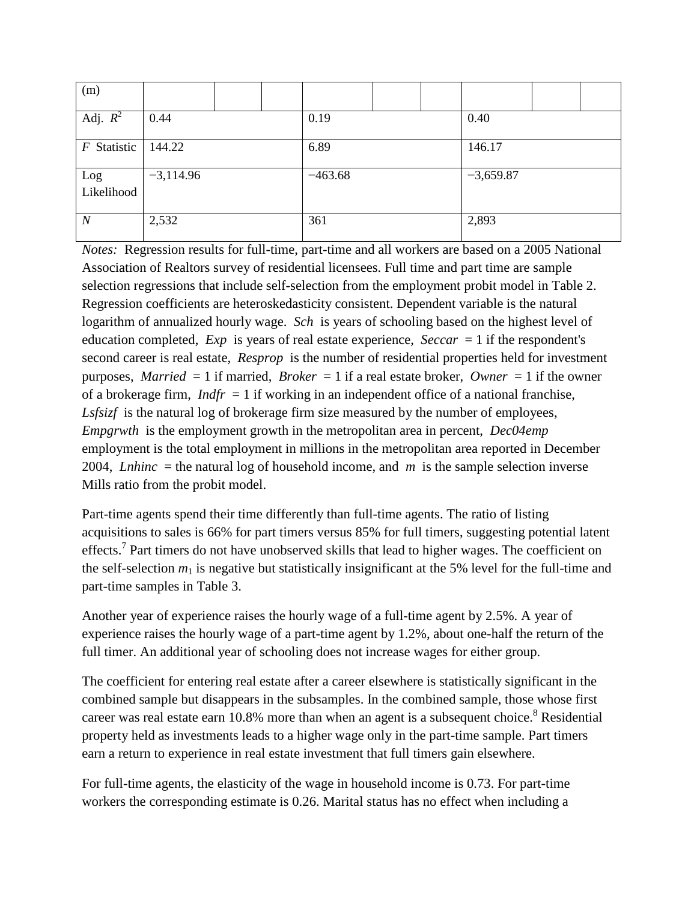| (m) | | | | | | | | | |
|---|---|---|---|---|---|---|---|---|---|
| Adj. $R^2$ | 0.44 | | | 0.19 | | | 0.40 | | |
| $F$ Statistic | 144.22 | | | 6.89 | | | 146.17 | | |
| Log Likelihood | −3,114.96 | | | −463.68 | | | −3,659.87 | | |
| $N$ | 2,532 | | | 361 | | | 2,893 | | |

*Notes:* Regression results for full-time, part-time and all workers are based on a 2005 National Association of Realtors survey of residential licensees. Full time and part time are sample selection regressions that include self-selection from the employment probit model in Table 2. Regression coefficients are heteroskedasticity consistent. Dependent variable is the natural logarithm of annualized hourly wage. *Sch* is years of schooling based on the highest level of education completed, *Exp* is years of real estate experience, *Seccar* = 1 if the respondent's second career is real estate, *Resprop* is the number of residential properties held for investment purposes, *Married* = 1 if married, *Broker* = 1 if a real estate broker, *Owner* = 1 if the owner of a brokerage firm, *Indfr* = 1 if working in an independent office of a national franchise, *Lsfsizf* is the natural log of brokerage firm size measured by the number of employees, *Empgrwth* is the employment growth in the metropolitan area in percent, *Dec04emp* employment is the total employment in millions in the metropolitan area reported in December 2004, *Lnhinc* = the natural log of household income, and *m* is the sample selection inverse Mills ratio from the probit model.

Part-time agents spend their time differently than full-time agents. The ratio of listing acquisitions to sales is 66% for part timers versus 85% for full timers, suggesting potential latent effects.[7] Part timers do not have unobserved skills that lead to higher wages. The coefficient on the self-selection $m_1$ is negative but statistically insignificant at the 5% level for the full-time and part-time samples in Table 3.

Another year of experience raises the hourly wage of a full-time agent by 2.5%. A year of experience raises the hourly wage of a part-time agent by 1.2%, about one-half the return of the full timer. An additional year of schooling does not increase wages for either group.

The coefficient for entering real estate after a career elsewhere is statistically significant in the combined sample but disappears in the subsamples. In the combined sample, those whose first career was real estate earn 10.8% more than when an agent is a subsequent choice.[8] Residential property held as investments leads to a higher wage only in the part-time sample. Part timers earn a return to experience in real estate investment that full timers gain elsewhere.

For full-time agents, the elasticity of the wage in household income is 0.73. For part-time workers the corresponding estimate is 0.26. Marital status has no effect when including a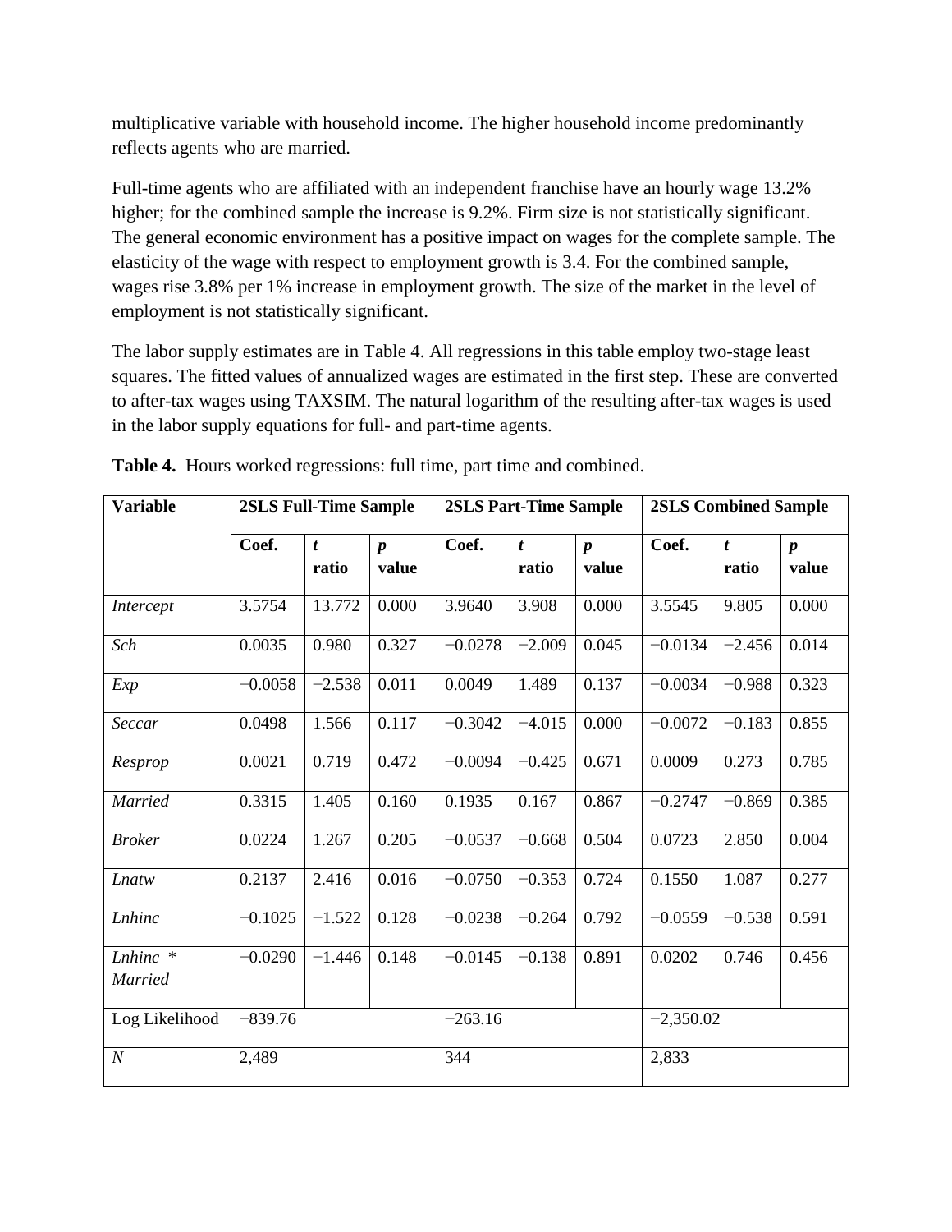multiplicative variable with household income. The higher household income predominantly reflects agents who are married.

Full-time agents who are affiliated with an independent franchise have an hourly wage 13.2% higher; for the combined sample the increase is 9.2%. Firm size is not statistically significant. The general economic environment has a positive impact on wages for the complete sample. The elasticity of the wage with respect to employment growth is 3.4. For the combined sample, wages rise 3.8% per 1% increase in employment growth. The size of the market in the level of employment is not statistically significant.

The labor supply estimates are in Table 4. All regressions in this table employ two-stage least squares. The fitted values of annualized wages are estimated in the first step. These are converted to after-tax wages using TAXSIM. The natural logarithm of the resulting after-tax wages is used in the labor supply equations for full- and part-time agents.

**Table 4.** Hours worked regressions: full time, part time and combined.

| **Variable** | **2SLS Full-Time Sample** | | | **2SLS Part-Time Sample** | | | **2SLS Combined Sample** | | |
|---|---|---|---|---|---|---|---|---|---|
| | **Coef.** | ***t* ratio** | ***p* value** | **Coef.** | ***t* ratio** | ***p* value** | **Coef.** | ***t* ratio** | ***p* value** |
| *Intercept* | 3.5754 | 13.772 | 0.000 | 3.9640 | 3.908 | 0.000 | 3.5545 | 9.805 | 0.000 |
| *Sch* | 0.0035 | 0.980 | 0.327 | −0.0278 | −2.009 | 0.045 | −0.0134 | −2.456 | 0.014 |
| *Exp* | −0.0058 | −2.538 | 0.011 | 0.0049 | 1.489 | 0.137 | −0.0034 | −0.988 | 0.323 |
| *Seccar* | 0.0498 | 1.566 | 0.117 | −0.3042 | −4.015 | 0.000 | −0.0072 | −0.183 | 0.855 |
| *Resprop* | 0.0021 | 0.719 | 0.472 | −0.0094 | −0.425 | 0.671 | 0.0009 | 0.273 | 0.785 |
| *Married* | 0.3315 | 1.405 | 0.160 | 0.1935 | 0.167 | 0.867 | −0.2747 | −0.869 | 0.385 |
| *Broker* | 0.0224 | 1.267 | 0.205 | −0.0537 | −0.668 | 0.504 | 0.0723 | 2.850 | 0.004 |
| *Lnatw* | 0.2137 | 2.416 | 0.016 | −0.0750 | −0.353 | 0.724 | 0.1550 | 1.087 | 0.277 |
| *Lnhinc* | −0.1025 | −1.522 | 0.128 | −0.0238 | −0.264 | 0.792 | −0.0559 | −0.538 | 0.591 |
| *Lnhinc * Married* | −0.0290 | −1.446 | 0.148 | −0.0145 | −0.138 | 0.891 | 0.0202 | 0.746 | 0.456 |
| Log Likelihood | −839.76 | | | −263.16 | | | −2,350.02 | | |
| *N* | 2,489 | | | 344 | | | 2,833 | | |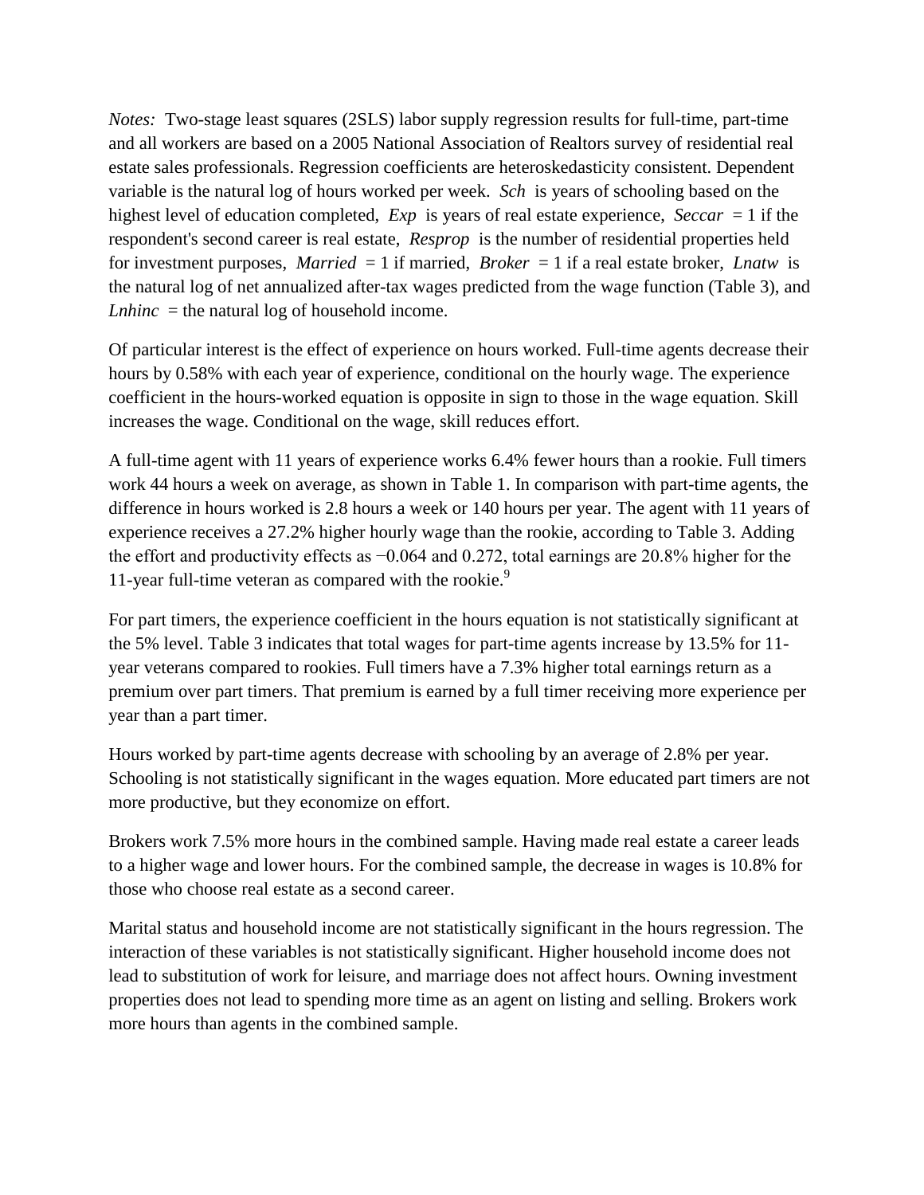*Notes:* Two-stage least squares (2SLS) labor supply regression results for full-time, part-time and all workers are based on a 2005 National Association of Realtors survey of residential real estate sales professionals. Regression coefficients are heteroskedasticity consistent. Dependent variable is the natural log of hours worked per week. *Sch* is years of schooling based on the highest level of education completed, *Exp* is years of real estate experience, *Seccar* = 1 if the respondent's second career is real estate, *Resprop* is the number of residential properties held for investment purposes, *Married* = 1 if married, *Broker* = 1 if a real estate broker, *Lnatw* is the natural log of net annualized after-tax wages predicted from the wage function (Table 3), and *Lnhinc* = the natural log of household income.

Of particular interest is the effect of experience on hours worked. Full-time agents decrease their hours by 0.58% with each year of experience, conditional on the hourly wage. The experience coefficient in the hours-worked equation is opposite in sign to those in the wage equation. Skill increases the wage. Conditional on the wage, skill reduces effort.

A full-time agent with 11 years of experience works 6.4% fewer hours than a rookie. Full timers work 44 hours a week on average, as shown in Table 1. In comparison with part-time agents, the difference in hours worked is 2.8 hours a week or 140 hours per year. The agent with 11 years of experience receives a 27.2% higher hourly wage than the rookie, according to Table 3. Adding the effort and productivity effects as −0.064 and 0.272, total earnings are 20.8% higher for the 11-year full-time veteran as compared with the rookie.[9]

For part timers, the experience coefficient in the hours equation is not statistically significant at the 5% level. Table 3 indicates that total wages for part-time agents increase by 13.5% for 11-year veterans compared to rookies. Full timers have a 7.3% higher total earnings return as a premium over part timers. That premium is earned by a full timer receiving more experience per year than a part timer.

Hours worked by part-time agents decrease with schooling by an average of 2.8% per year. Schooling is not statistically significant in the wages equation. More educated part timers are not more productive, but they economize on effort.

Brokers work 7.5% more hours in the combined sample. Having made real estate a career leads to a higher wage and lower hours. For the combined sample, the decrease in wages is 10.8% for those who choose real estate as a second career.

Marital status and household income are not statistically significant in the hours regression. The interaction of these variables is not statistically significant. Higher household income does not lead to substitution of work for leisure, and marriage does not affect hours. Owning investment properties does not lead to spending more time as an agent on listing and selling. Brokers work more hours than agents in the combined sample.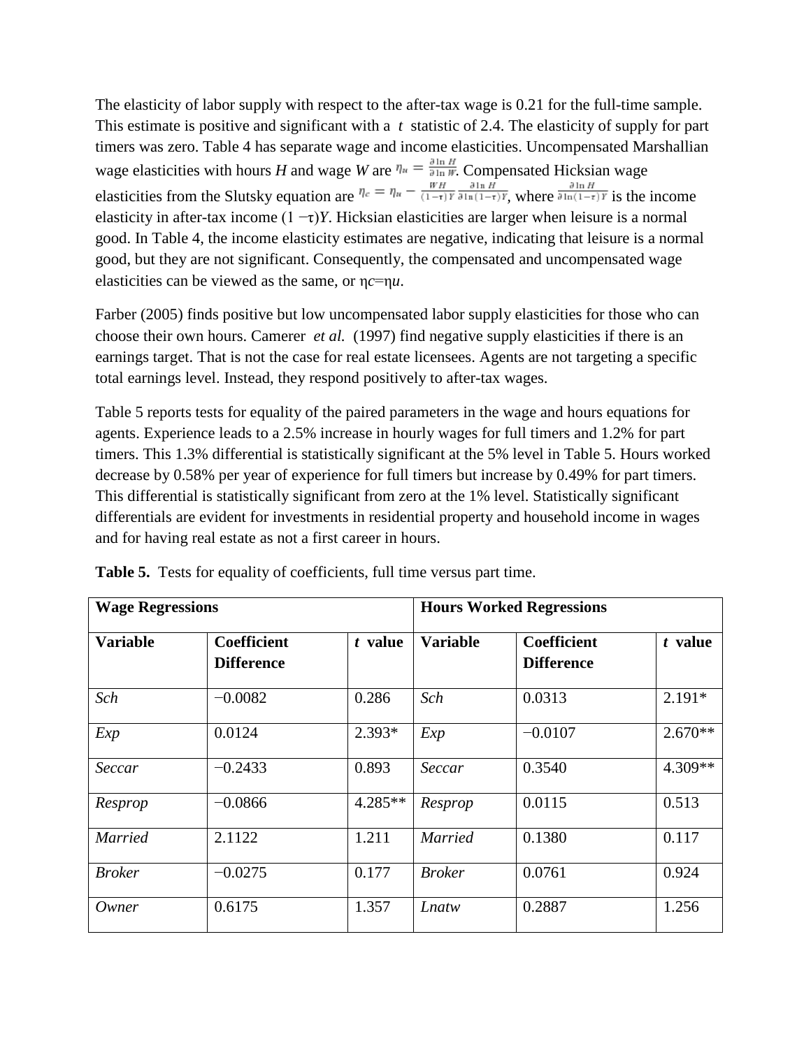The elasticity of labor supply with respect to the after-tax wage is 0.21 for the full-time sample. This estimate is positive and significant with a *t* statistic of 2.4. The elasticity of supply for part timers was zero. Table 4 has separate wage and income elasticities. Uncompensated Marshallian wage elasticities with hours *H* and wage *W* are $\eta_u = \frac{\partial \ln H}{\partial \ln W}$. Compensated Hicksian wage elasticities from the Slutsky equation are $\eta_c = \eta_u - \frac{WH}{(1-\tau)Y}\frac{\partial \ln H}{\partial \ln(1-\tau)Y}$, where $\frac{\partial \ln H}{\partial \ln(1-\tau)Y}$ is the income elasticity in after-tax income $(1-\tau)Y$. Hicksian elasticities are larger when leisure is a normal good. In Table 4, the income elasticity estimates are negative, indicating that leisure is a normal good, but they are not significant. Consequently, the compensated and uncompensated wage elasticities can be viewed as the same, or $\eta_c = \eta_u$.

Farber (2005) finds positive but low uncompensated labor supply elasticities for those who can choose their own hours. Camerer *et al.* (1997) find negative supply elasticities if there is an earnings target. That is not the case for real estate licensees. Agents are not targeting a specific total earnings level. Instead, they respond positively to after-tax wages.

Table 5 reports tests for equality of the paired parameters in the wage and hours equations for agents. Experience leads to a 2.5% increase in hourly wages for full timers and 1.2% for part timers. This 1.3% differential is statistically significant at the 5% level in Table 5. Hours worked decrease by 0.58% per year of experience for full timers but increase by 0.49% for part timers. This differential is statistically significant from zero at the 1% level. Statistically significant differentials are evident for investments in residential property and household income in wages and for having real estate as not a first career in hours.

**Table 5.** Tests for equality of coefficients, full time versus part time.

| **Wage Regressions** | | | **Hours Worked Regressions** | | |
|---|---|---|---|---|---|
| **Variable** | **Coefficient Difference** | ***t* value** | **Variable** | **Coefficient Difference** | ***t* value** |
| *Sch* | −0.0082 | 0.286 | *Sch* | 0.0313 | 2.191* |
| *Exp* | 0.0124 | 2.393* | *Exp* | −0.0107 | 2.670** |
| *Seccar* | −0.2433 | 0.893 | *Seccar* | 0.3540 | 4.309** |
| *Resprop* | −0.0866 | 4.285** | *Resprop* | 0.0115 | 0.513 |
| *Married* | 2.1122 | 1.211 | *Married* | 0.1380 | 0.117 |
| *Broker* | −0.0275 | 0.177 | *Broker* | 0.0761 | 0.924 |
| *Owner* | 0.6175 | 1.357 | *Lnatw* | 0.2887 | 1.256 |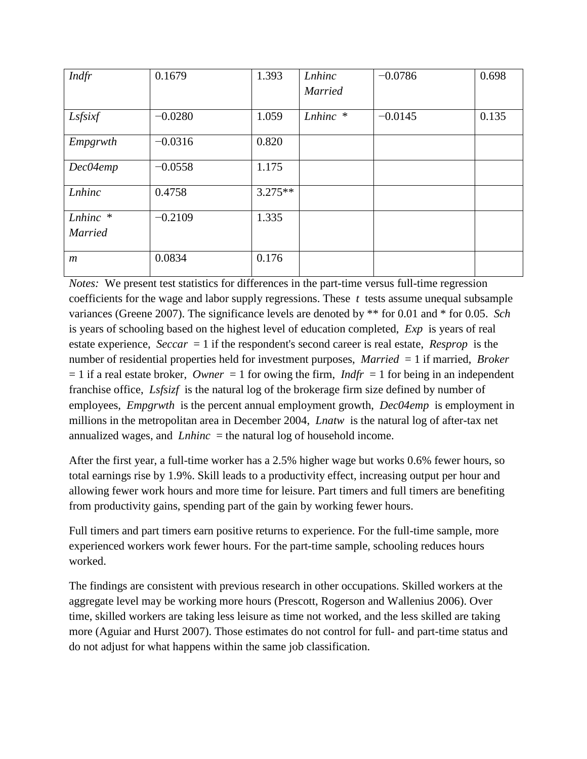| | | | | | |
|---|---|---|---|---|---|
| *Indfr* | 0.1679 | 1.393 | *Lnhinc Married* | −0.0786 | 0.698 |
| *Lsfsixf* | −0.0280 | 1.059 | *Lnhinc* * | −0.0145 | 0.135 |
| *Empgrwth* | −0.0316 | 0.820 | | | |
| *Dec04emp* | −0.0558 | 1.175 | | | |
| *Lnhinc* | 0.4758 | 3.275** | | | |
| *Lnhinc* * *Married* | −0.2109 | 1.335 | | | |
| *m* | 0.0834 | 0.176 | | | |

*Notes:* We present test statistics for differences in the part-time versus full-time regression coefficients for the wage and labor supply regressions. These *t* tests assume unequal subsample variances (Greene 2007). The significance levels are denoted by ** for 0.01 and * for 0.05. *Sch* is years of schooling based on the highest level of education completed, *Exp* is years of real estate experience, *Seccar* = 1 if the respondent's second career is real estate, *Resprop* is the number of residential properties held for investment purposes, *Married* = 1 if married, *Broker* = 1 if a real estate broker, *Owner* = 1 for owing the firm, *Indfr* = 1 for being in an independent franchise office, *Lsfsizf* is the natural log of the brokerage firm size defined by number of employees, *Empgrwth* is the percent annual employment growth, *Dec04emp* is employment in millions in the metropolitan area in December 2004, *Lnatw* is the natural log of after-tax net annualized wages, and *Lnhinc* = the natural log of household income.

After the first year, a full-time worker has a 2.5% higher wage but works 0.6% fewer hours, so total earnings rise by 1.9%. Skill leads to a productivity effect, increasing output per hour and allowing fewer work hours and more time for leisure. Part timers and full timers are benefiting from productivity gains, spending part of the gain by working fewer hours.

Full timers and part timers earn positive returns to experience. For the full-time sample, more experienced workers work fewer hours. For the part-time sample, schooling reduces hours worked.

The findings are consistent with previous research in other occupations. Skilled workers at the aggregate level may be working more hours (Prescott, Rogerson and Wallenius 2006). Over time, skilled workers are taking less leisure as time not worked, and the less skilled are taking more (Aguiar and Hurst 2007). Those estimates do not control for full- and part-time status and do not adjust for what happens within the same job classification.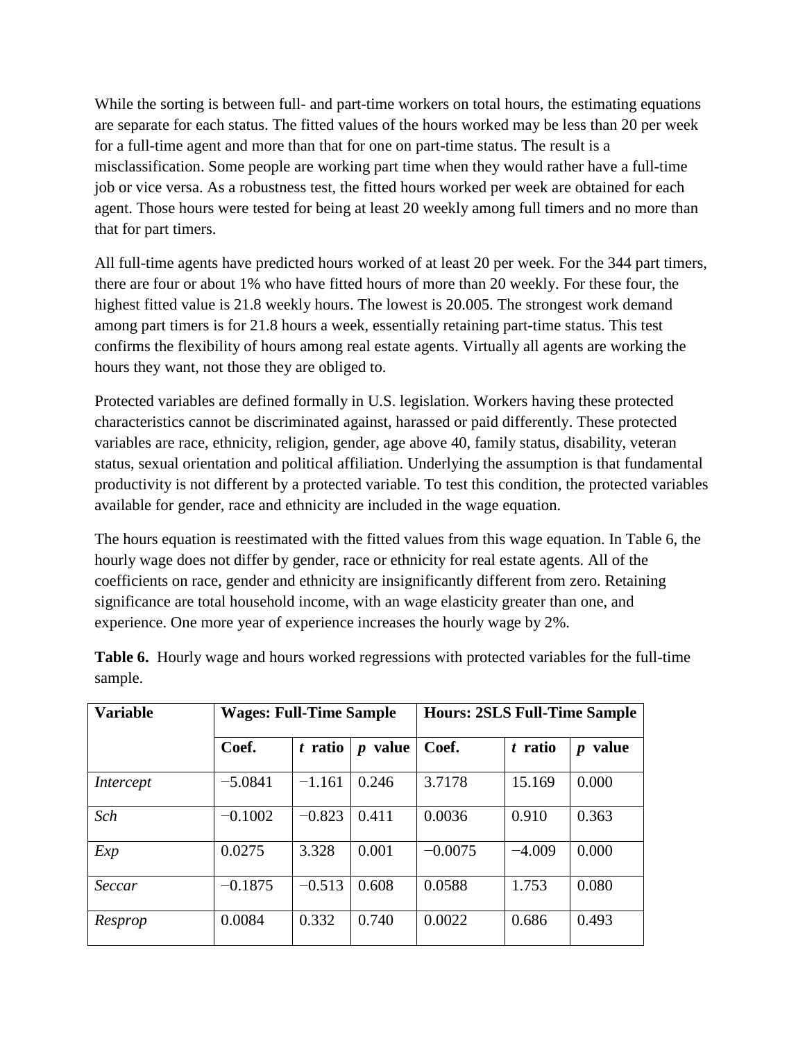While the sorting is between full- and part-time workers on total hours, the estimating equations are separate for each status. The fitted values of the hours worked may be less than 20 per week for a full-time agent and more than that for one on part-time status. The result is a misclassification. Some people are working part time when they would rather have a full-time job or vice versa. As a robustness test, the fitted hours worked per week are obtained for each agent. Those hours were tested for being at least 20 weekly among full timers and no more than that for part timers.

All full-time agents have predicted hours worked of at least 20 per week. For the 344 part timers, there are four or about 1% who have fitted hours of more than 20 weekly. For these four, the highest fitted value is 21.8 weekly hours. The lowest is 20.005. The strongest work demand among part timers is for 21.8 hours a week, essentially retaining part-time status. This test confirms the flexibility of hours among real estate agents. Virtually all agents are working the hours they want, not those they are obliged to.

Protected variables are defined formally in U.S. legislation. Workers having these protected characteristics cannot be discriminated against, harassed or paid differently. These protected variables are race, ethnicity, religion, gender, age above 40, family status, disability, veteran status, sexual orientation and political affiliation. Underlying the assumption is that fundamental productivity is not different by a protected variable. To test this condition, the protected variables available for gender, race and ethnicity are included in the wage equation.

The hours equation is reestimated with the fitted values from this wage equation. In Table 6, the hourly wage does not differ by gender, race or ethnicity for real estate agents. All of the coefficients on race, gender and ethnicity are insignificantly different from zero. Retaining significance are total household income, with an wage elasticity greater than one, and experience. One more year of experience increases the hourly wage by 2%.

**Table 6.** Hourly wage and hours worked regressions with protected variables for the full-time sample.

| Variable | Wages: Full-Time Sample | | | Hours: 2SLS Full-Time Sample | | |
|---|---|---|---|---|---|---|
| | Coef. | *t* ratio | *p* value | Coef. | *t* ratio | *p* value |
| *Intercept* | −5.0841 | −1.161 | 0.246 | 3.7178 | 15.169 | 0.000 |
| *Sch* | −0.1002 | −0.823 | 0.411 | 0.0036 | 0.910 | 0.363 |
| *Exp* | 0.0275 | 3.328 | 0.001 | −0.0075 | −4.009 | 0.000 |
| *Seccar* | −0.1875 | −0.513 | 0.608 | 0.0588 | 1.753 | 0.080 |
| *Resprop* | 0.0084 | 0.332 | 0.740 | 0.0022 | 0.686 | 0.493 |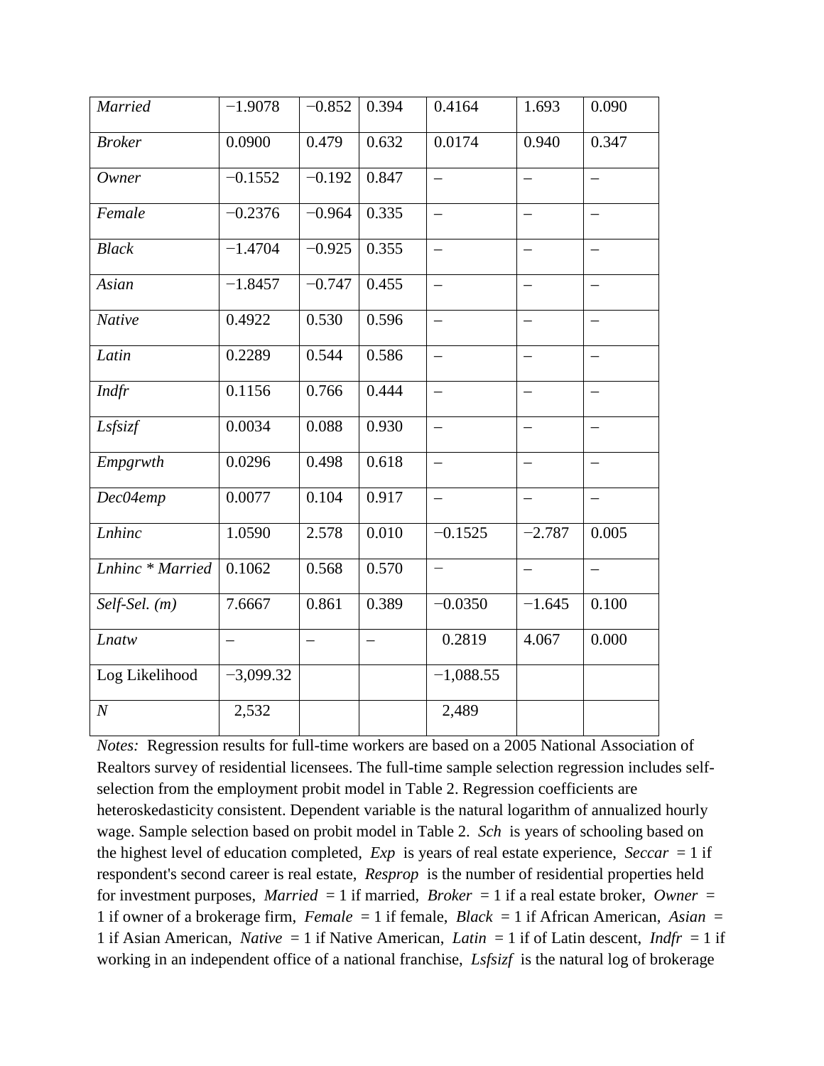| | | | | | | |
|---|---|---|---|---|---|---|
| *Married* | −1.9078 | −0.852 | 0.394 | 0.4164 | 1.693 | 0.090 |
| *Broker* | 0.0900 | 0.479 | 0.632 | 0.0174 | 0.940 | 0.347 |
| *Owner* | −0.1552 | −0.192 | 0.847 | – | – | – |
| *Female* | −0.2376 | −0.964 | 0.335 | – | – | – |
| *Black* | −1.4704 | −0.925 | 0.355 | – | – | – |
| *Asian* | −1.8457 | −0.747 | 0.455 | – | – | – |
| *Native* | 0.4922 | 0.530 | 0.596 | – | – | – |
| *Latin* | 0.2289 | 0.544 | 0.586 | – | – | – |
| *Indfr* | 0.1156 | 0.766 | 0.444 | – | – | – |
| *Lsfsizf* | 0.0034 | 0.088 | 0.930 | – | – | – |
| *Empgrwth* | 0.0296 | 0.498 | 0.618 | – | – | – |
| *Dec04emp* | 0.0077 | 0.104 | 0.917 | – | – | – |
| *Lnhinc* | 1.0590 | 2.578 | 0.010 | −0.1525 | −2.787 | 0.005 |
| *Lnhinc \* Married* | 0.1062 | 0.568 | 0.570 | – | – | – |
| *Self-Sel. (m)* | 7.6667 | 0.861 | 0.389 | −0.0350 | −1.645 | 0.100 |
| *Lnatw* | – | – | – | 0.2819 | 4.067 | 0.000 |
| Log Likelihood | −3,099.32 | | | −1,088.55 | | |
| *N* | 2,532 | | | 2,489 | | |

*Notes:* Regression results for full-time workers are based on a 2005 National Association of Realtors survey of residential licensees. The full-time sample selection regression includes self-selection from the employment probit model in Table 2. Regression coefficients are heteroskedasticity consistent. Dependent variable is the natural logarithm of annualized hourly wage. Sample selection based on probit model in Table 2. *Sch* is years of schooling based on the highest level of education completed, *Exp* is years of real estate experience, *Seccar* = 1 if respondent's second career is real estate, *Resprop* is the number of residential properties held for investment purposes, *Married* = 1 if married, *Broker* = 1 if a real estate broker, *Owner* = 1 if owner of a brokerage firm, *Female* = 1 if female, *Black* = 1 if African American, *Asian* = 1 if Asian American, *Native* = 1 if Native American, *Latin* = 1 if of Latin descent, *Indfr* = 1 if working in an independent office of a national franchise, *Lsfsizf* is the natural log of brokerage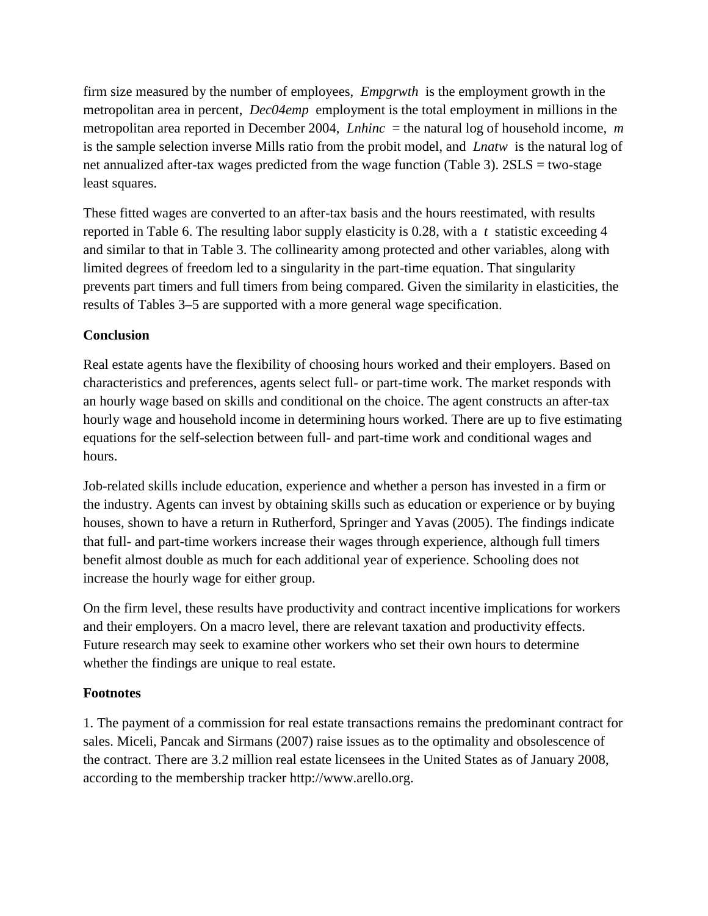firm size measured by the number of employees, *Empgrwth* is the employment growth in the metropolitan area in percent, *Dec04emp* employment is the total employment in millions in the metropolitan area reported in December 2004, *Lnhinc* = the natural log of household income, *m* is the sample selection inverse Mills ratio from the probit model, and *Lnatw* is the natural log of net annualized after-tax wages predicted from the wage function (Table 3). 2SLS = two-stage least squares.

These fitted wages are converted to an after-tax basis and the hours reestimated, with results reported in Table 6. The resulting labor supply elasticity is 0.28, with a *t* statistic exceeding 4 and similar to that in Table 3. The collinearity among protected and other variables, along with limited degrees of freedom led to a singularity in the part-time equation. That singularity prevents part timers and full timers from being compared. Given the similarity in elasticities, the results of Tables 3–5 are supported with a more general wage specification.

## Conclusion

Real estate agents have the flexibility of choosing hours worked and their employers. Based on characteristics and preferences, agents select full- or part-time work. The market responds with an hourly wage based on skills and conditional on the choice. The agent constructs an after-tax hourly wage and household income in determining hours worked. There are up to five estimating equations for the self-selection between full- and part-time work and conditional wages and hours.

Job-related skills include education, experience and whether a person has invested in a firm or the industry. Agents can invest by obtaining skills such as education or experience or by buying houses, shown to have a return in Rutherford, Springer and Yavas (2005). The findings indicate that full- and part-time workers increase their wages through experience, although full timers benefit almost double as much for each additional year of experience. Schooling does not increase the hourly wage for either group.

On the firm level, these results have productivity and contract incentive implications for workers and their employers. On a macro level, there are relevant taxation and productivity effects. Future research may seek to examine other workers who set their own hours to determine whether the findings are unique to real estate.

## Footnotes

1. The payment of a commission for real estate transactions remains the predominant contract for sales. Miceli, Pancak and Sirmans (2007) raise issues as to the optimality and obsolescence of the contract. There are 3.2 million real estate licensees in the United States as of January 2008, according to the membership tracker http://www.arello.org.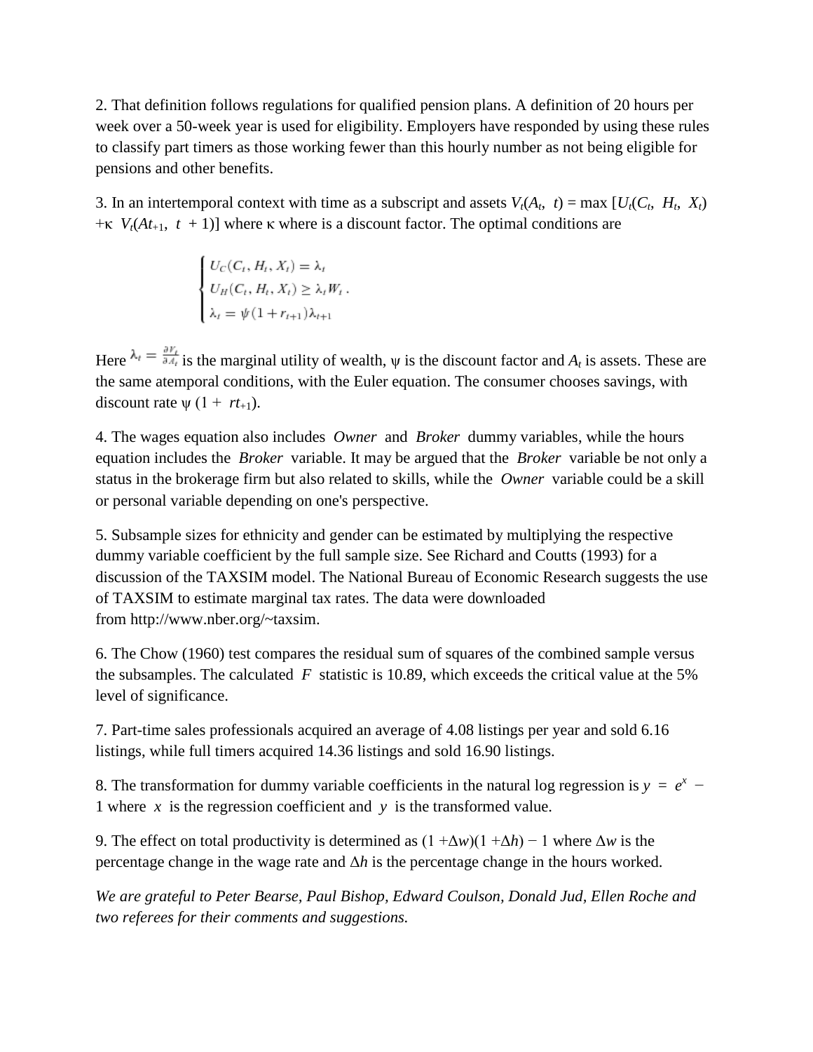2. That definition follows regulations for qualified pension plans. A definition of 20 hours per week over a 50-week year is used for eligibility. Employers have responded by using these rules to classify part timers as those working fewer than this hourly number as not being eligible for pensions and other benefits.

3. In an intertemporal context with time as a subscript and assets $V_t(A_t, t) = \max [U_t(C_t, H_t, X_t) + \kappa V_t(A_{t+1}, t+1)]$ where κ where is a discount factor. The optimal conditions are

$$\begin{cases} U_C(C_t, H_t, X_t) = \lambda_t \\ U_H(C_t, H_t, X_t) \geq \lambda_t W_t \, . \\ \lambda_t = \psi(1 + r_{t+1})\lambda_{t+1} \end{cases}$$

Here $\lambda_t = \frac{\partial V_t}{\partial A_t}$ is the marginal utility of wealth, ψ is the discount factor and $A_t$ is assets. These are the same atemporal conditions, with the Euler equation. The consumer chooses savings, with discount rate $\psi(1 + r_{t+1})$.

4. The wages equation also includes *Owner* and *Broker* dummy variables, while the hours equation includes the *Broker* variable. It may be argued that the *Broker* variable be not only a status in the brokerage firm but also related to skills, while the *Owner* variable could be a skill or personal variable depending on one's perspective.

5. Subsample sizes for ethnicity and gender can be estimated by multiplying the respective dummy variable coefficient by the full sample size. See Richard and Coutts (1993) for a discussion of the TAXSIM model. The National Bureau of Economic Research suggests the use of TAXSIM to estimate marginal tax rates. The data were downloaded from http://www.nber.org/~taxsim.

6. The Chow (1960) test compares the residual sum of squares of the combined sample versus the subsamples. The calculated $F$ statistic is 10.89, which exceeds the critical value at the 5% level of significance.

7. Part-time sales professionals acquired an average of 4.08 listings per year and sold 6.16 listings, while full timers acquired 14.36 listings and sold 16.90 listings.

8. The transformation for dummy variable coefficients in the natural log regression is $y = e^x - 1$ where $x$ is the regression coefficient and $y$ is the transformed value.

9. The effect on total productivity is determined as $(1 + \Delta w)(1 + \Delta h) - 1$ where $\Delta w$ is the percentage change in the wage rate and $\Delta h$ is the percentage change in the hours worked.

*We are grateful to Peter Bearse, Paul Bishop, Edward Coulson, Donald Jud, Ellen Roche and two referees for their comments and suggestions.*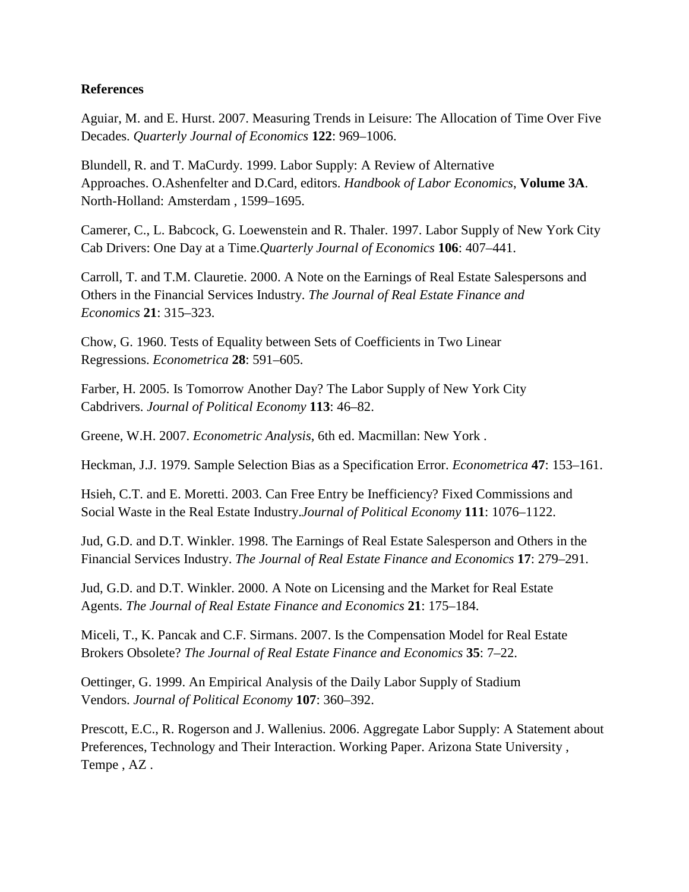**References**

Aguiar, M. and E. Hurst. 2007. Measuring Trends in Leisure: The Allocation of Time Over Five Decades. *Quarterly Journal of Economics* **122**: 969–1006.

Blundell, R. and T. MaCurdy. 1999. Labor Supply: A Review of Alternative Approaches. O.Ashenfelter and D.Card, editors. *Handbook of Labor Economics*, **Volume 3A**. North-Holland: Amsterdam , 1599–1695.

Camerer, C., L. Babcock, G. Loewenstein and R. Thaler. 1997. Labor Supply of New York City Cab Drivers: One Day at a Time.*Quarterly Journal of Economics* **106**: 407–441.

Carroll, T. and T.M. Clauretie. 2000. A Note on the Earnings of Real Estate Salespersons and Others in the Financial Services Industry. *The Journal of Real Estate Finance and Economics* **21**: 315–323.

Chow, G. 1960. Tests of Equality between Sets of Coefficients in Two Linear Regressions. *Econometrica* **28**: 591–605.

Farber, H. 2005. Is Tomorrow Another Day? The Labor Supply of New York City Cabdrivers. *Journal of Political Economy* **113**: 46–82.

Greene, W.H. 2007. *Econometric Analysis*, 6th ed. Macmillan: New York .

Heckman, J.J. 1979. Sample Selection Bias as a Specification Error. *Econometrica* **47**: 153–161.

Hsieh, C.T. and E. Moretti. 2003. Can Free Entry be Inefficiency? Fixed Commissions and Social Waste in the Real Estate Industry.*Journal of Political Economy* **111**: 1076–1122.

Jud, G.D. and D.T. Winkler. 1998. The Earnings of Real Estate Salesperson and Others in the Financial Services Industry. *The Journal of Real Estate Finance and Economics* **17**: 279–291.

Jud, G.D. and D.T. Winkler. 2000. A Note on Licensing and the Market for Real Estate Agents. *The Journal of Real Estate Finance and Economics* **21**: 175–184.

Miceli, T., K. Pancak and C.F. Sirmans. 2007. Is the Compensation Model for Real Estate Brokers Obsolete? *The Journal of Real Estate Finance and Economics* **35**: 7–22.

Oettinger, G. 1999. An Empirical Analysis of the Daily Labor Supply of Stadium Vendors. *Journal of Political Economy* **107**: 360–392.

Prescott, E.C., R. Rogerson and J. Wallenius. 2006. Aggregate Labor Supply: A Statement about Preferences, Technology and Their Interaction. Working Paper. Arizona State University , Tempe , AZ .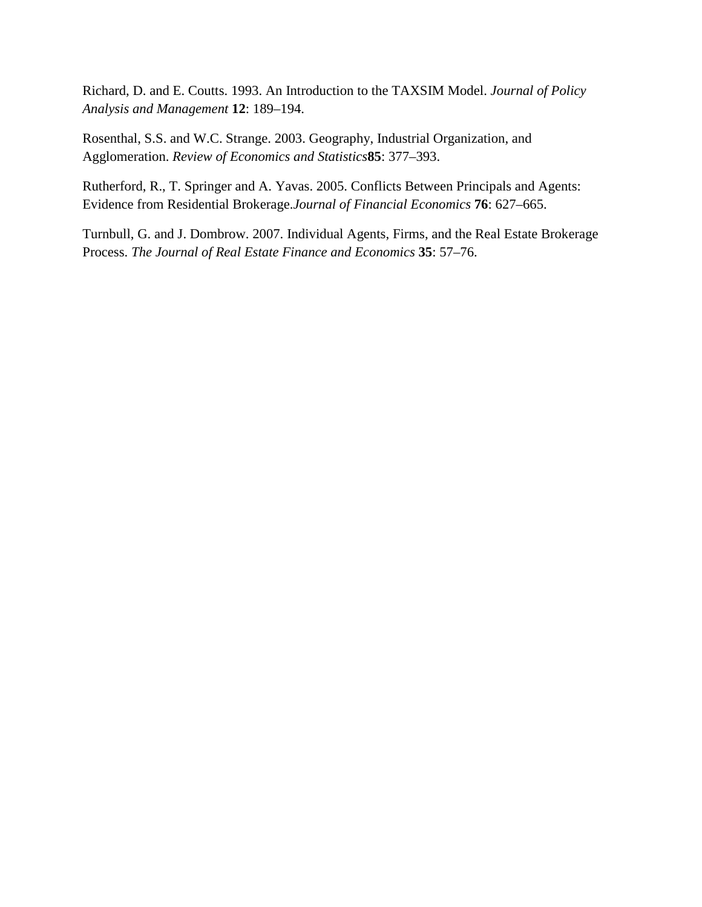Richard, D. and E. Coutts. 1993. An Introduction to the TAXSIM Model. *Journal of Policy Analysis and Management* **12**: 189–194.

Rosenthal, S.S. and W.C. Strange. 2003. Geography, Industrial Organization, and Agglomeration. *Review of Economics and Statistics* **85**: 377–393.

Rutherford, R., T. Springer and A. Yavas. 2005. Conflicts Between Principals and Agents: Evidence from Residential Brokerage. *Journal of Financial Economics* **76**: 627–665.

Turnbull, G. and J. Dombrow. 2007. Individual Agents, Firms, and the Real Estate Brokerage Process. *The Journal of Real Estate Finance and Economics* **35**: 57–76.